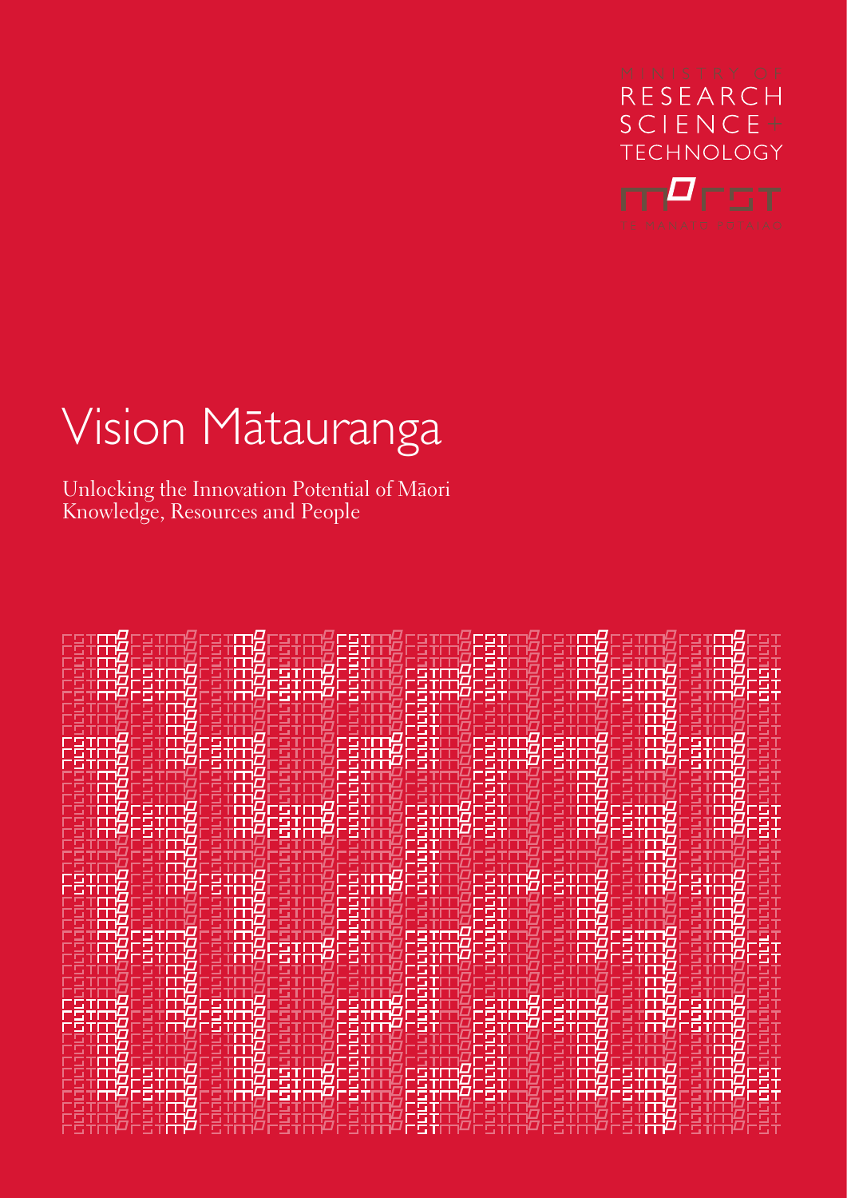MINISTRY OF
RESEARCH
SCIENCE +
TECHNOLOGY

TE MANATŪ PŪTAIAO

# Vision Mātauranga

Unlocking the Innovation Potential of Māori Knowledge, Resources and People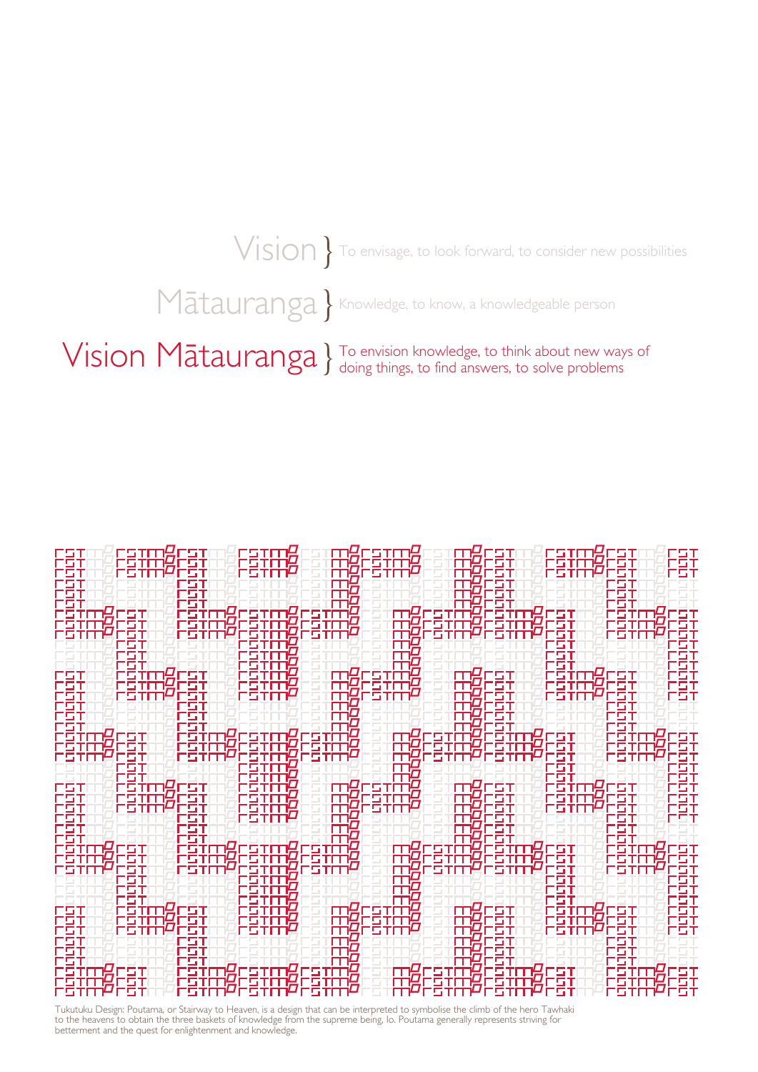Vision } To envisage, to look forward, to consider new possibilities

Mātauranga } Knowledge, to know, a knowledgeable person

Vision Mātauranga } To envision knowledge, to think about new ways of doing things, to find answers, to solve problems

Tukutuku Design: Poutama, or Stairway to Heaven, is a design that can be interpreted to symbolise the climb of the hero Tawhaki to the heavens to obtain the three baskets of knowledge from the supreme being, Io. Poutama generally represents striving for betterment and the quest for enlightenment and knowledge.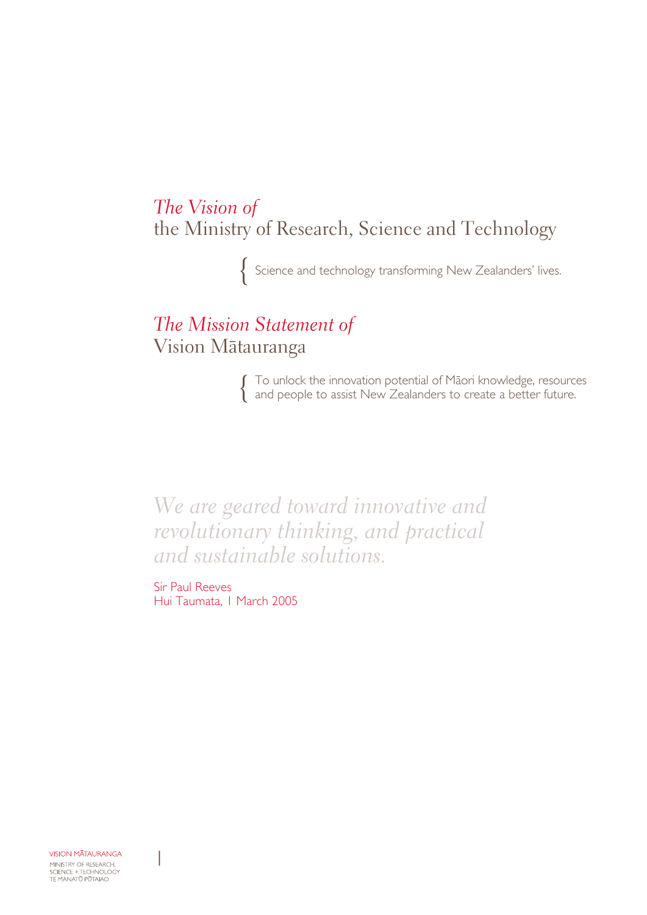## *The Vision of* the Ministry of Research, Science and Technology

Science and technology transforming New Zealanders' lives.

## *The Mission Statement of* Vision Mātauranga

To unlock the innovation potential of Māori knowledge, resources and people to assist New Zealanders to create a better future.

*We are geared toward innovative and revolutionary thinking, and practical and sustainable solutions.*

Sir Paul Reeves
Hui Taumata, 1 March 2005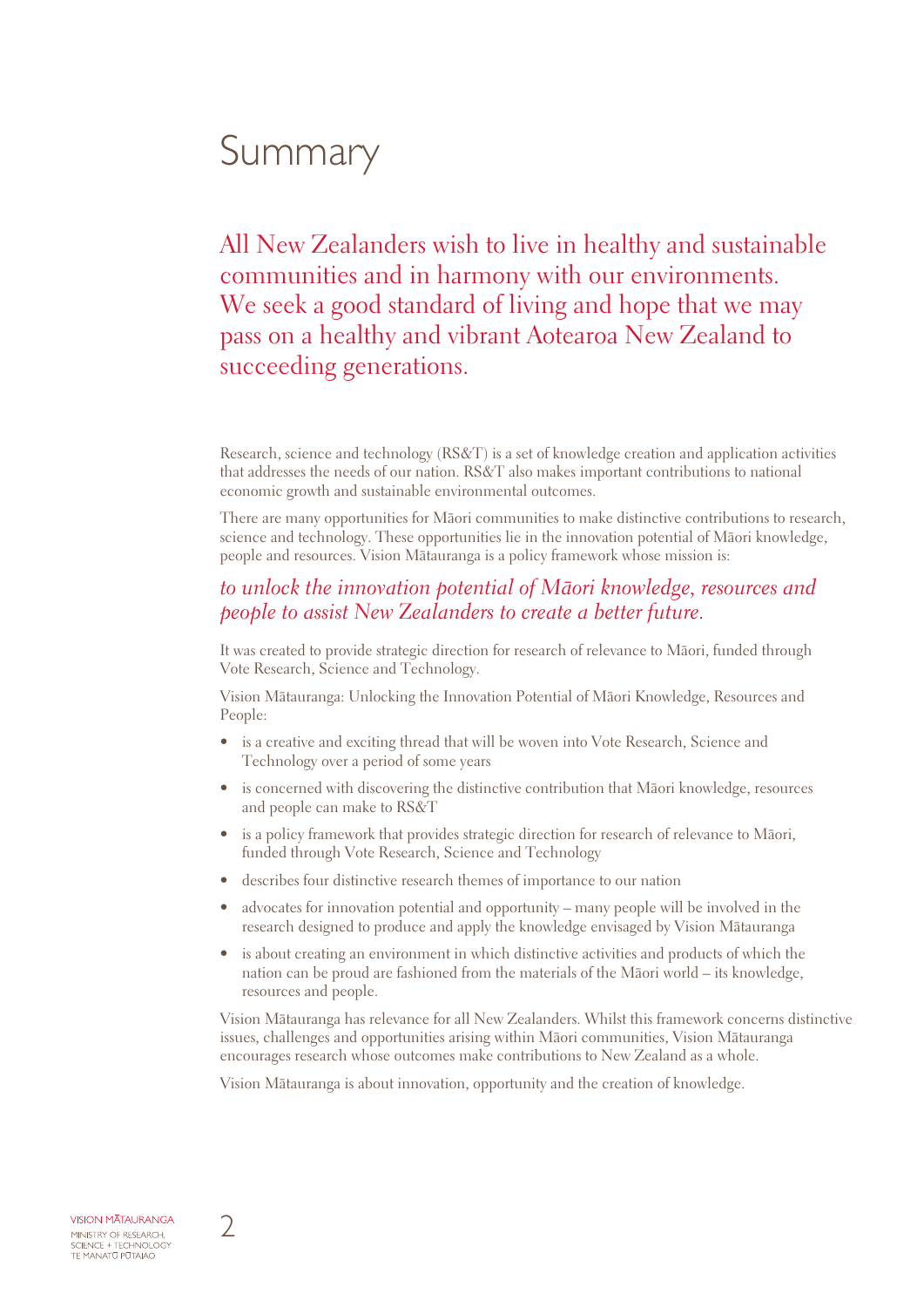# Summary

All New Zealanders wish to live in healthy and sustainable communities and in harmony with our environments. We seek a good standard of living and hope that we may pass on a healthy and vibrant Aotearoa New Zealand to succeeding generations.

Research, science and technology (RS&T) is a set of knowledge creation and application activities that addresses the needs of our nation. RS&T also makes important contributions to national economic growth and sustainable environmental outcomes.

There are many opportunities for Māori communities to make distinctive contributions to research, science and technology. These opportunities lie in the innovation potential of Māori knowledge, people and resources. Vision Mātauranga is a policy framework whose mission is:

*to unlock the innovation potential of Māori knowledge, resources and people to assist New Zealanders to create a better future.*

It was created to provide strategic direction for research of relevance to Māori, funded through Vote Research, Science and Technology.

Vision Mātauranga: Unlocking the Innovation Potential of Māori Knowledge, Resources and People:

- is a creative and exciting thread that will be woven into Vote Research, Science and Technology over a period of some years
- is concerned with discovering the distinctive contribution that Māori knowledge, resources and people can make to RS&T
- is a policy framework that provides strategic direction for research of relevance to Māori, funded through Vote Research, Science and Technology
- describes four distinctive research themes of importance to our nation
- advocates for innovation potential and opportunity – many people will be involved in the research designed to produce and apply the knowledge envisaged by Vision Mātauranga
- is about creating an environment in which distinctive activities and products of which the nation can be proud are fashioned from the materials of the Māori world – its knowledge, resources and people.

Vision Mātauranga has relevance for all New Zealanders. Whilst this framework concerns distinctive issues, challenges and opportunities arising within Māori communities, Vision Mātauranga encourages research whose outcomes make contributions to New Zealand as a whole.

Vision Mātauranga is about innovation, opportunity and the creation of knowledge.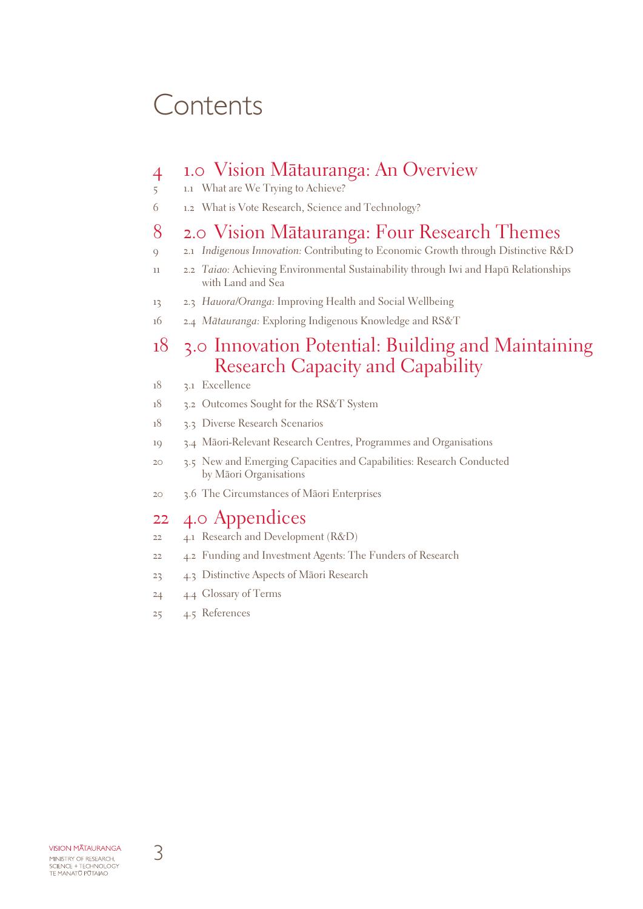# Contents

## 4 1.0 Vision Mātauranga: An Overview

5 1.1 What are We Trying to Achieve?

6 1.2 What is Vote Research, Science and Technology?

## 8 2.0 Vision Mātauranga: Four Research Themes

9 2.1 *Indigenous Innovation:* Contributing to Economic Growth through Distinctive R&D

11 2.2 *Taiao:* Achieving Environmental Sustainability through Iwi and Hapū Relationships with Land and Sea

13 2.3 *Hauora/Oranga:* Improving Health and Social Wellbeing

16 2.4 *Mātauranga:* Exploring Indigenous Knowledge and RS&T

## 18 3.0 Innovation Potential: Building and Maintaining Research Capacity and Capability

18 3.1 Excellence

18 3.2 Outcomes Sought for the RS&T System

18 3.3 Diverse Research Scenarios

19 3.4 Māori-Relevant Research Centres, Programmes and Organisations

20 3.5 New and Emerging Capacities and Capabilities: Research Conducted by Māori Organisations

20 3.6 The Circumstances of Māori Enterprises

## 22 4.0 Appendices

22 4.1 Research and Development (R&D)

22 4.2 Funding and Investment Agents: The Funders of Research

23 4.3 Distinctive Aspects of Māori Research

24 4.4 Glossary of Terms

25 4.5 References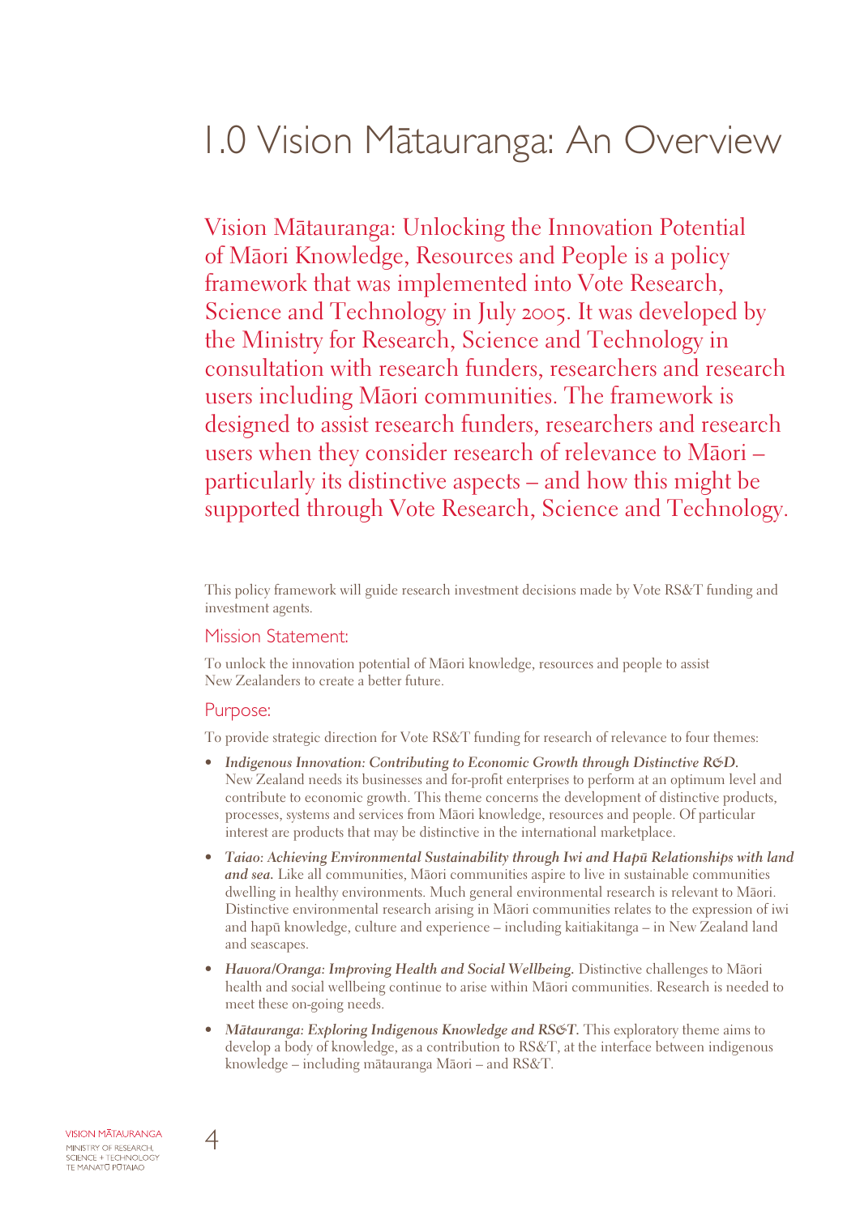# 1.0 Vision Mātauranga: An Overview

Vision Mātauranga: Unlocking the Innovation Potential of Māori Knowledge, Resources and People is a policy framework that was implemented into Vote Research, Science and Technology in July 2005. It was developed by the Ministry for Research, Science and Technology in consultation with research funders, researchers and research users including Māori communities. The framework is designed to assist research funders, researchers and research users when they consider research of relevance to Māori – particularly its distinctive aspects – and how this might be supported through Vote Research, Science and Technology.

This policy framework will guide research investment decisions made by Vote RS&T funding and investment agents.

## Mission Statement:

To unlock the innovation potential of Māori knowledge, resources and people to assist New Zealanders to create a better future.

## Purpose:

To provide strategic direction for Vote RS&T funding for research of relevance to four themes:

- ***Indigenous Innovation: Contributing to Economic Growth through Distinctive R&D.*** New Zealand needs its businesses and for-profit enterprises to perform at an optimum level and contribute to economic growth. This theme concerns the development of distinctive products, processes, systems and services from Māori knowledge, resources and people. Of particular interest are products that may be distinctive in the international marketplace.
- ***Taiao: Achieving Environmental Sustainability through Iwi and Hapū Relationships with land and sea.*** Like all communities, Māori communities aspire to live in sustainable communities dwelling in healthy environments. Much general environmental research is relevant to Māori. Distinctive environmental research arising in Māori communities relates to the expression of iwi and hapū knowledge, culture and experience – including kaitiakitanga – in New Zealand land and seascapes.
- ***Hauora/Oranga: Improving Health and Social Wellbeing.*** Distinctive challenges to Māori health and social wellbeing continue to arise within Māori communities. Research is needed to meet these on-going needs.
- ***Mātauranga: Exploring Indigenous Knowledge and RS&T.*** This exploratory theme aims to develop a body of knowledge, as a contribution to RS&T, at the interface between indigenous knowledge – including mātauranga Māori – and RS&T.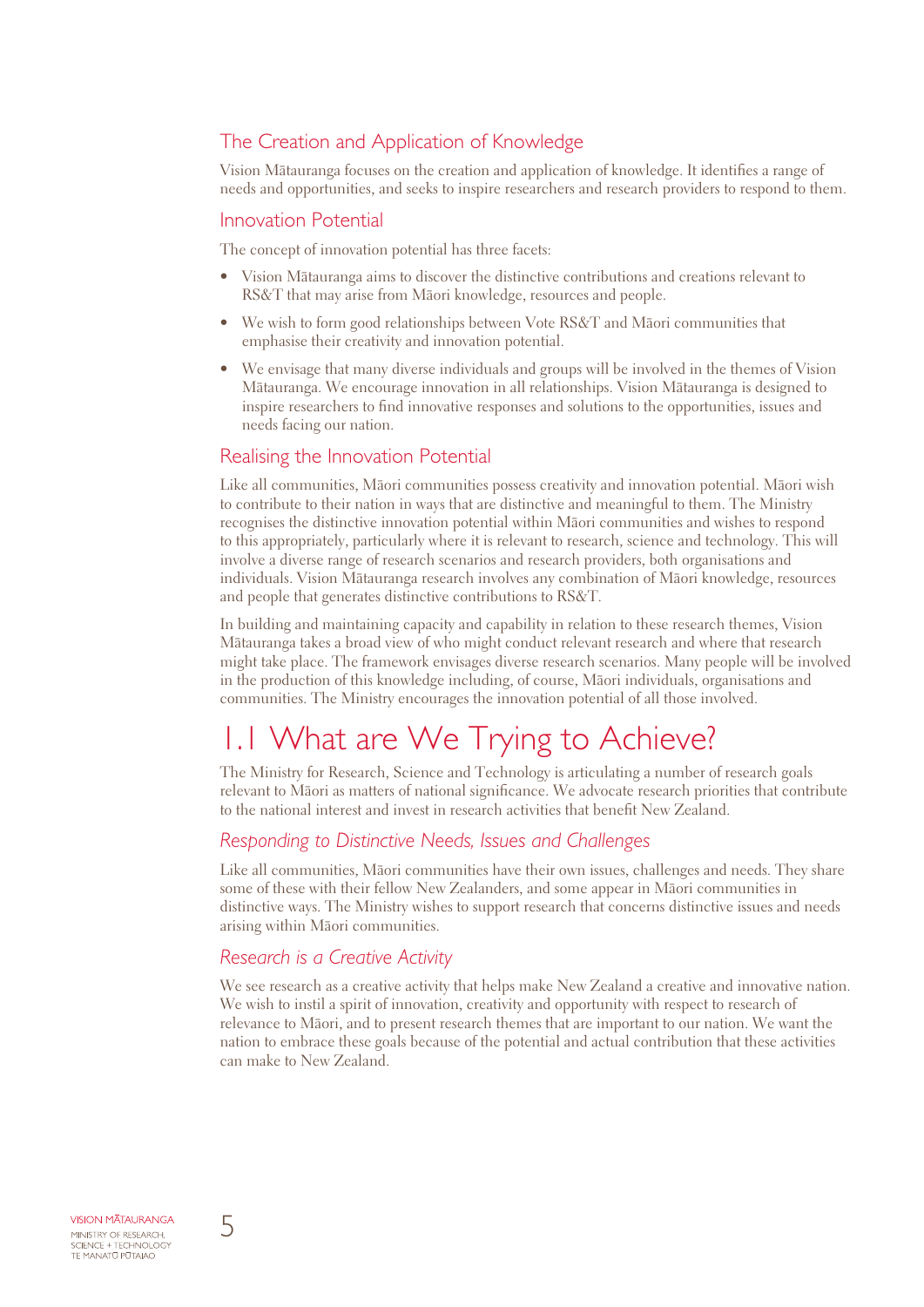### The Creation and Application of Knowledge

Vision Mātauranga focuses on the creation and application of knowledge. It identifies a range of needs and opportunities, and seeks to inspire researchers and research providers to respond to them.

### Innovation Potential

The concept of innovation potential has three facets:

- Vision Mātauranga aims to discover the distinctive contributions and creations relevant to RS&T that may arise from Māori knowledge, resources and people.
- We wish to form good relationships between Vote RS&T and Māori communities that emphasise their creativity and innovation potential.
- We envisage that many diverse individuals and groups will be involved in the themes of Vision Mātauranga. We encourage innovation in all relationships. Vision Mātauranga is designed to inspire researchers to find innovative responses and solutions to the opportunities, issues and needs facing our nation.

### Realising the Innovation Potential

Like all communities, Māori communities possess creativity and innovation potential. Māori wish to contribute to their nation in ways that are distinctive and meaningful to them. The Ministry recognises the distinctive innovation potential within Māori communities and wishes to respond to this appropriately, particularly where it is relevant to research, science and technology. This will involve a diverse range of research scenarios and research providers, both organisations and individuals. Vision Mātauranga research involves any combination of Māori knowledge, resources and people that generates distinctive contributions to RS&T.

In building and maintaining capacity and capability in relation to these research themes, Vision Mātauranga takes a broad view of who might conduct relevant research and where that research might take place. The framework envisages diverse research scenarios. Many people will be involved in the production of this knowledge including, of course, Māori individuals, organisations and communities. The Ministry encourages the innovation potential of all those involved.

## 1.1 What are We Trying to Achieve?

The Ministry for Research, Science and Technology is articulating a number of research goals relevant to Māori as matters of national significance. We advocate research priorities that contribute to the national interest and invest in research activities that benefit New Zealand.

### *Responding to Distinctive Needs, Issues and Challenges*

Like all communities, Māori communities have their own issues, challenges and needs. They share some of these with their fellow New Zealanders, and some appear in Māori communities in distinctive ways. The Ministry wishes to support research that concerns distinctive issues and needs arising within Māori communities.

### *Research is a Creative Activity*

We see research as a creative activity that helps make New Zealand a creative and innovative nation. We wish to instil a spirit of innovation, creativity and opportunity with respect to research of relevance to Māori, and to present research themes that are important to our nation. We want the nation to embrace these goals because of the potential and actual contribution that these activities can make to New Zealand.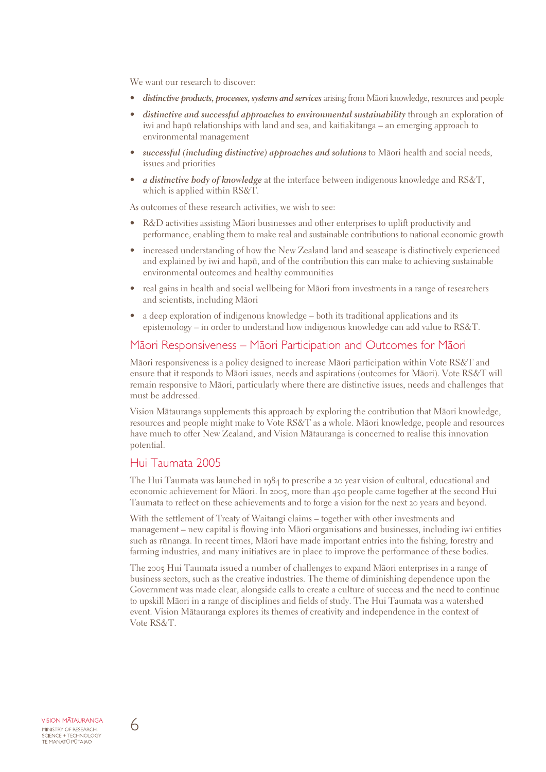We want our research to discover:

- ***distinctive products, processes, systems and services*** arising from Māori knowledge, resources and people
- ***distinctive and successful approaches to environmental sustainability*** through an exploration of iwi and hapū relationships with land and sea, and kaitiakitanga – an emerging approach to environmental management
- ***successful (including distinctive) approaches and solutions*** to Māori health and social needs, issues and priorities
- ***a distinctive body of knowledge*** at the interface between indigenous knowledge and RS&T, which is applied within RS&T.

As outcomes of these research activities, we wish to see:

- R&D activities assisting Māori businesses and other enterprises to uplift productivity and performance, enabling them to make real and sustainable contributions to national economic growth
- increased understanding of how the New Zealand land and seascape is distinctively experienced and explained by iwi and hapū, and of the contribution this can make to achieving sustainable environmental outcomes and healthy communities
- real gains in health and social wellbeing for Māori from investments in a range of researchers and scientists, including Māori
- a deep exploration of indigenous knowledge – both its traditional applications and its epistemology – in order to understand how indigenous knowledge can add value to RS&T.

## Māori Responsiveness – Māori Participation and Outcomes for Māori

Māori responsiveness is a policy designed to increase Māori participation within Vote RS&T and ensure that it responds to Māori issues, needs and aspirations (outcomes for Māori). Vote RS&T will remain responsive to Māori, particularly where there are distinctive issues, needs and challenges that must be addressed.

Vision Mātauranga supplements this approach by exploring the contribution that Māori knowledge, resources and people might make to Vote RS&T as a whole. Māori knowledge, people and resources have much to offer New Zealand, and Vision Mātauranga is concerned to realise this innovation potential.

## Hui Taumata 2005

The Hui Taumata was launched in 1984 to prescribe a 20 year vision of cultural, educational and economic achievement for Māori. In 2005, more than 450 people came together at the second Hui Taumata to reflect on these achievements and to forge a vision for the next 20 years and beyond.

With the settlement of Treaty of Waitangi claims – together with other investments and management – new capital is flowing into Māori organisations and businesses, including iwi entities such as rūnanga. In recent times, Māori have made important entries into the fishing, forestry and farming industries, and many initiatives are in place to improve the performance of these bodies.

The 2005 Hui Taumata issued a number of challenges to expand Māori enterprises in a range of business sectors, such as the creative industries. The theme of diminishing dependence upon the Government was made clear, alongside calls to create a culture of success and the need to continue to upskill Māori in a range of disciplines and fields of study. The Hui Taumata was a watershed event. Vision Mātauranga explores its themes of creativity and independence in the context of Vote RS&T.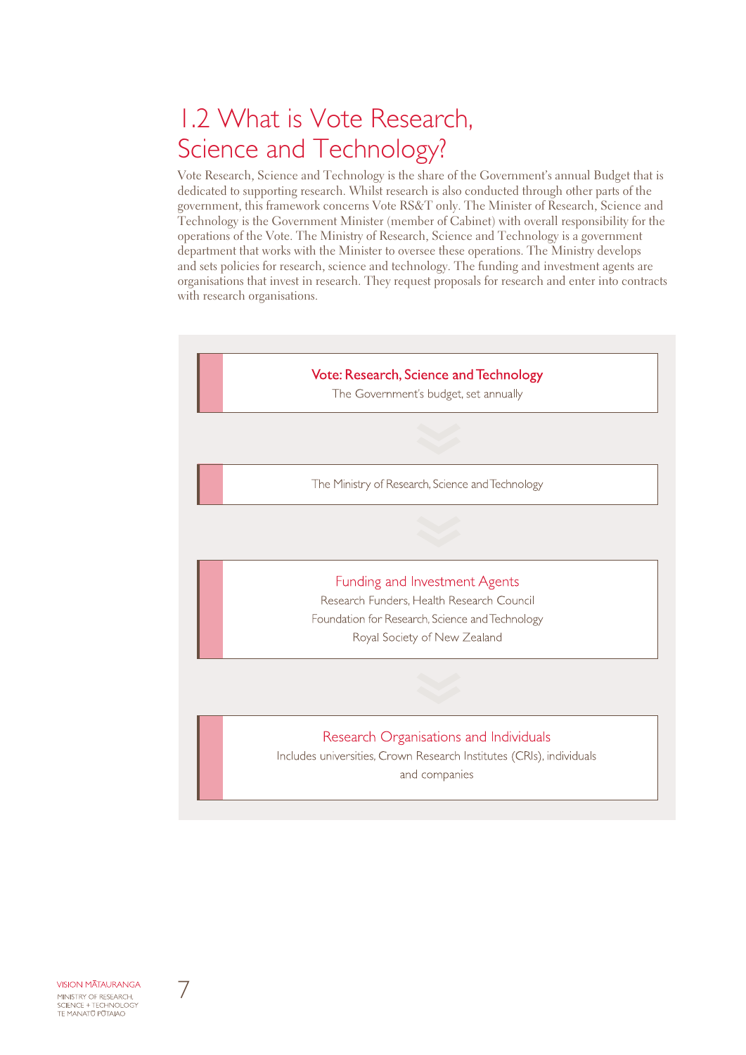## 1.2 What is Vote Research, Science and Technology?

Vote Research, Science and Technology is the share of the Government's annual Budget that is dedicated to supporting research. Whilst research is also conducted through other parts of the government, this framework concerns Vote RS&T only. The Minister of Research, Science and Technology is the Government Minister (member of Cabinet) with overall responsibility for the operations of the Vote. The Ministry of Research, Science and Technology is a government department that works with the Minister to oversee these operations. The Ministry develops and sets policies for research, science and technology. The funding and investment agents are organisations that invest in research. They request proposals for research and enter into contracts with research organisations.

**Vote: Research, Science and Technology**
The Government's budget, set annually

↓

The Ministry of Research, Science and Technology

↓

**Funding and Investment Agents**
Research Funders, Health Research Council
Foundation for Research, Science and Technology
Royal Society of New Zealand

↓

**Research Organisations and Individuals**
Includes universities, Crown Research Institutes (CRIs), individuals and companies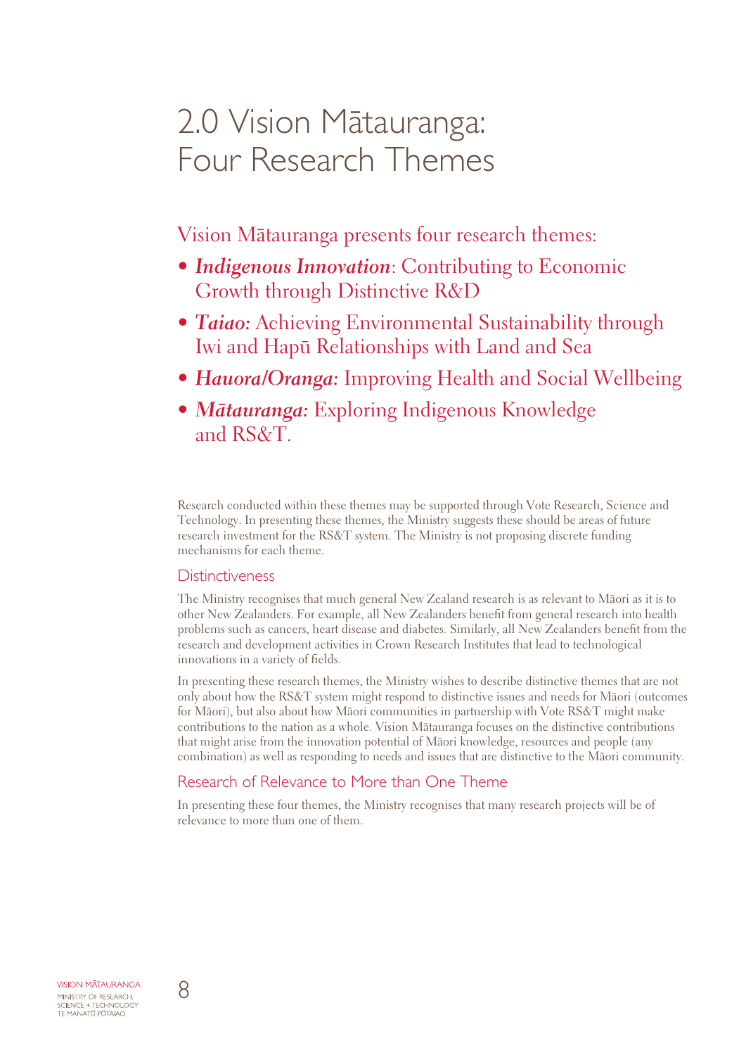# 2.0 Vision Mātauranga: Four Research Themes

Vision Mātauranga presents four research themes:

- ***Indigenous Innovation***: Contributing to Economic Growth through Distinctive R&D
- ***Taiao:*** Achieving Environmental Sustainability through Iwi and Hapū Relationships with Land and Sea
- ***Hauora/Oranga:*** Improving Health and Social Wellbeing
- ***Mātauranga:*** Exploring Indigenous Knowledge and RS&T.

Research conducted within these themes may be supported through Vote Research, Science and Technology. In presenting these themes, the Ministry suggests these should be areas of future research investment for the RS&T system. The Ministry is not proposing discrete funding mechanisms for each theme.

## Distinctiveness

The Ministry recognises that much general New Zealand research is as relevant to Māori as it is to other New Zealanders. For example, all New Zealanders benefit from general research into health problems such as cancers, heart disease and diabetes. Similarly, all New Zealanders benefit from the research and development activities in Crown Research Institutes that lead to technological innovations in a variety of fields.

In presenting these research themes, the Ministry wishes to describe distinctive themes that are not only about how the RS&T system might respond to distinctive issues and needs for Māori (outcomes for Māori), but also about how Māori communities in partnership with Vote RS&T might make contributions to the nation as a whole. Vision Mātauranga focuses on the distinctive contributions that might arise from the innovation potential of Māori knowledge, resources and people (any combination) as well as responding to needs and issues that are distinctive to the Māori community.

## Research of Relevance to More than One Theme

In presenting these four themes, the Ministry recognises that many research projects will be of relevance to more than one of them.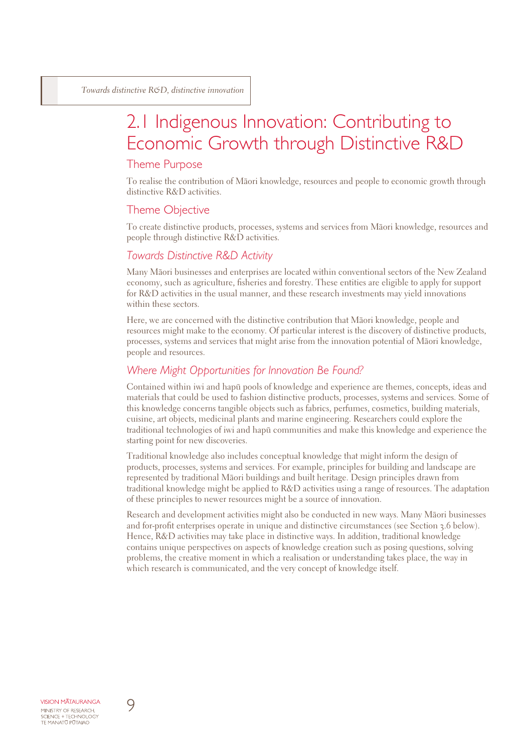## 2.1 Indigenous Innovation: Contributing to Economic Growth through Distinctive R&D

### Theme Purpose

To realise the contribution of Māori knowledge, resources and people to economic growth through distinctive R&D activities.

### Theme Objective

To create distinctive products, processes, systems and services from Māori knowledge, resources and people through distinctive R&D activities.

### *Towards Distinctive R&D Activity*

Many Māori businesses and enterprises are located within conventional sectors of the New Zealand economy, such as agriculture, fisheries and forestry. These entities are eligible to apply for support for R&D activities in the usual manner, and these research investments may yield innovations within these sectors.

Here, we are concerned with the distinctive contribution that Māori knowledge, people and resources might make to the economy. Of particular interest is the discovery of distinctive products, processes, systems and services that might arise from the innovation potential of Māori knowledge, people and resources.

### *Where Might Opportunities for Innovation Be Found?*

Contained within iwi and hapū pools of knowledge and experience are themes, concepts, ideas and materials that could be used to fashion distinctive products, processes, systems and services. Some of this knowledge concerns tangible objects such as fabrics, perfumes, cosmetics, building materials, cuisine, art objects, medicinal plants and marine engineering. Researchers could explore the traditional technologies of iwi and hapū communities and make this knowledge and experience the starting point for new discoveries.

Traditional knowledge also includes conceptual knowledge that might inform the design of products, processes, systems and services. For example, principles for building and landscape are represented by traditional Māori buildings and built heritage. Design principles drawn from traditional knowledge might be applied to R&D activities using a range of resources. The adaptation of these principles to newer resources might be a source of innovation.

Research and development activities might also be conducted in new ways. Many Māori businesses and for-profit enterprises operate in unique and distinctive circumstances (see Section 3.6 below). Hence, R&D activities may take place in distinctive ways. In addition, traditional knowledge contains unique perspectives on aspects of knowledge creation such as posing questions, solving problems, the creative moment in which a realisation or understanding takes place, the way in which research is communicated, and the very concept of knowledge itself.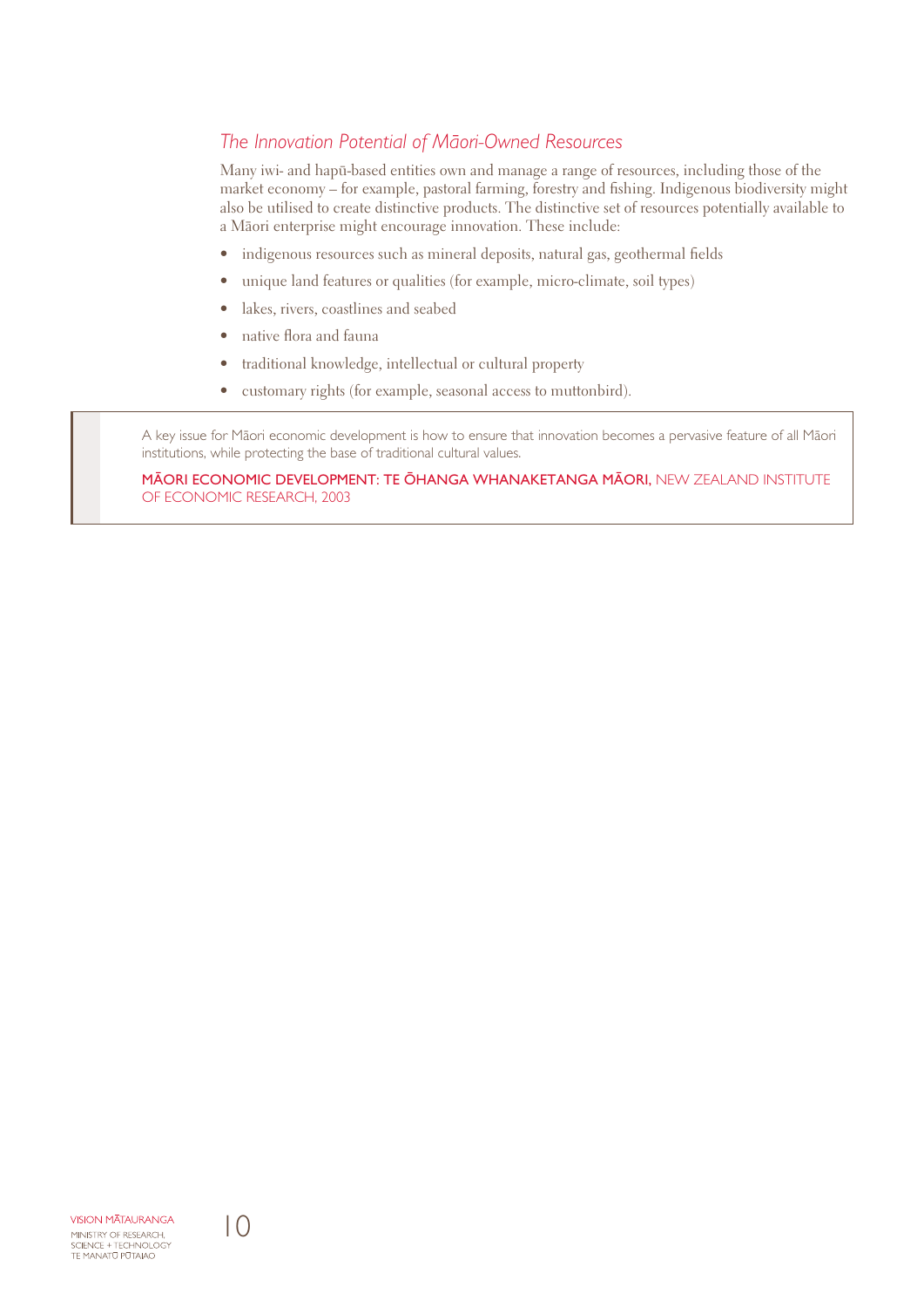### *The Innovation Potential of Māori-Owned Resources*

Many iwi- and hapū-based entities own and manage a range of resources, including those of the market economy – for example, pastoral farming, forestry and fishing. Indigenous biodiversity might also be utilised to create distinctive products. The distinctive set of resources potentially available to a Māori enterprise might encourage innovation. These include:

- indigenous resources such as mineral deposits, natural gas, geothermal fields
- unique land features or qualities (for example, micro-climate, soil types)
- lakes, rivers, coastlines and seabed
- native flora and fauna
- traditional knowledge, intellectual or cultural property
- customary rights (for example, seasonal access to muttonbird).

> A key issue for Māori economic development is how to ensure that innovation becomes a pervasive feature of all Māori institutions, while protecting the base of traditional cultural values.
>
> **MĀORI ECONOMIC DEVELOPMENT: TE ŌHANGA WHANAKETANGA MĀORI,** NEW ZEALAND INSTITUTE OF ECONOMIC RESEARCH, 2003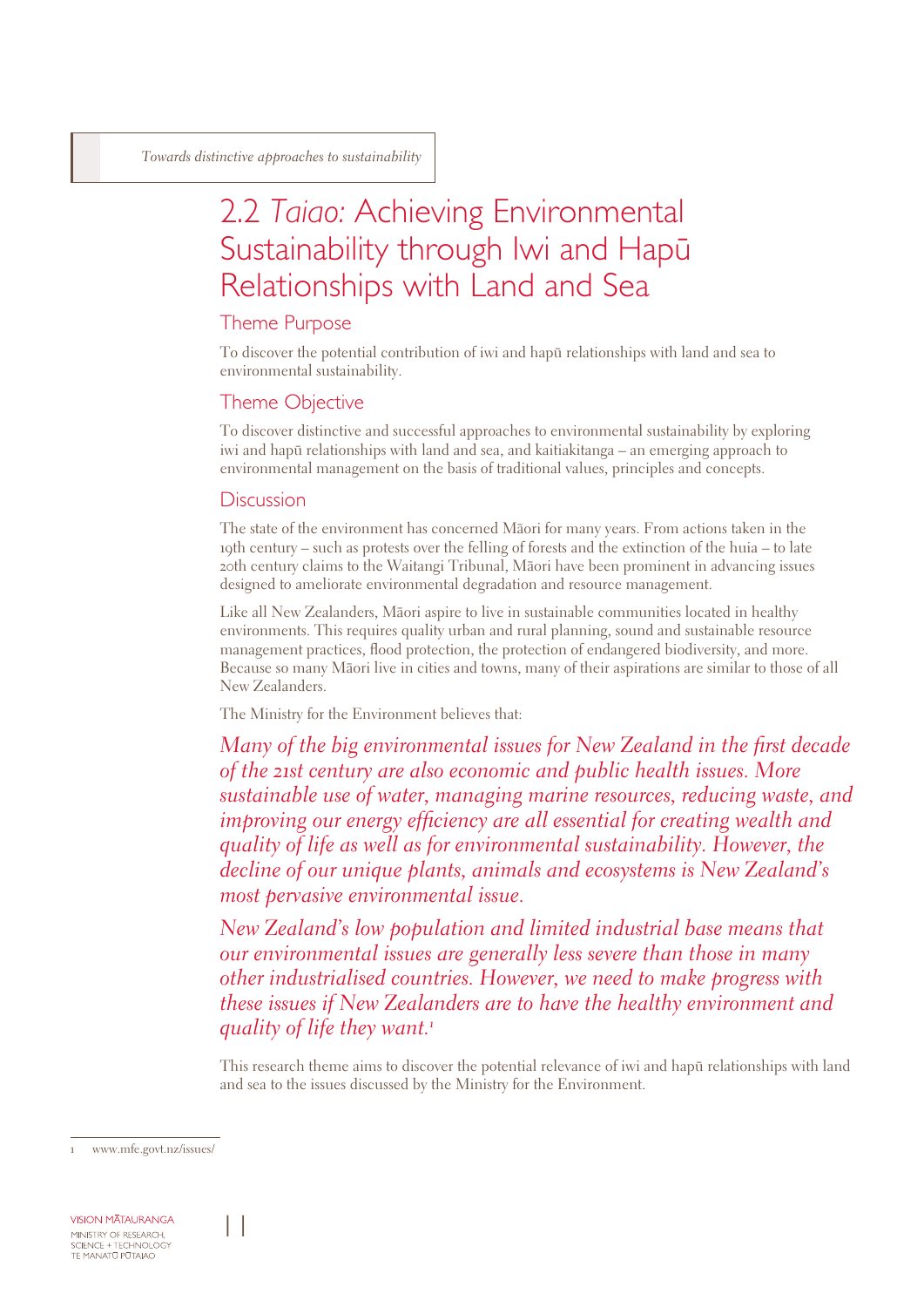## 2.2 *Taiao:* Achieving Environmental Sustainability through Iwi and Hapū Relationships with Land and Sea

### Theme Purpose

To discover the potential contribution of iwi and hapū relationships with land and sea to environmental sustainability.

### Theme Objective

To discover distinctive and successful approaches to environmental sustainability by exploring iwi and hapū relationships with land and sea, and kaitiakitanga – an emerging approach to environmental management on the basis of traditional values, principles and concepts.

### Discussion

The state of the environment has concerned Māori for many years. From actions taken in the 19th century – such as protests over the felling of forests and the extinction of the huia – to late 20th century claims to the Waitangi Tribunal, Māori have been prominent in advancing issues designed to ameliorate environmental degradation and resource management.

Like all New Zealanders, Māori aspire to live in sustainable communities located in healthy environments. This requires quality urban and rural planning, sound and sustainable resource management practices, flood protection, the protection of endangered biodiversity, and more. Because so many Māori live in cities and towns, many of their aspirations are similar to those of all New Zealanders.

The Ministry for the Environment believes that:

*Many of the big environmental issues for New Zealand in the first decade of the 21st century are also economic and public health issues. More sustainable use of water, managing marine resources, reducing waste, and improving our energy efficiency are all essential for creating wealth and quality of life as well as for environmental sustainability. However, the decline of our unique plants, animals and ecosystems is New Zealand's most pervasive environmental issue.*

*New Zealand's low population and limited industrial base means that our environmental issues are generally less severe than those in many other industrialised countries. However, we need to make progress with these issues if New Zealanders are to have the healthy environment and quality of life they want.*[1]

This research theme aims to discover the potential relevance of iwi and hapū relationships with land and sea to the issues discussed by the Ministry for the Environment.

1 www.mfe.govt.nz/issues/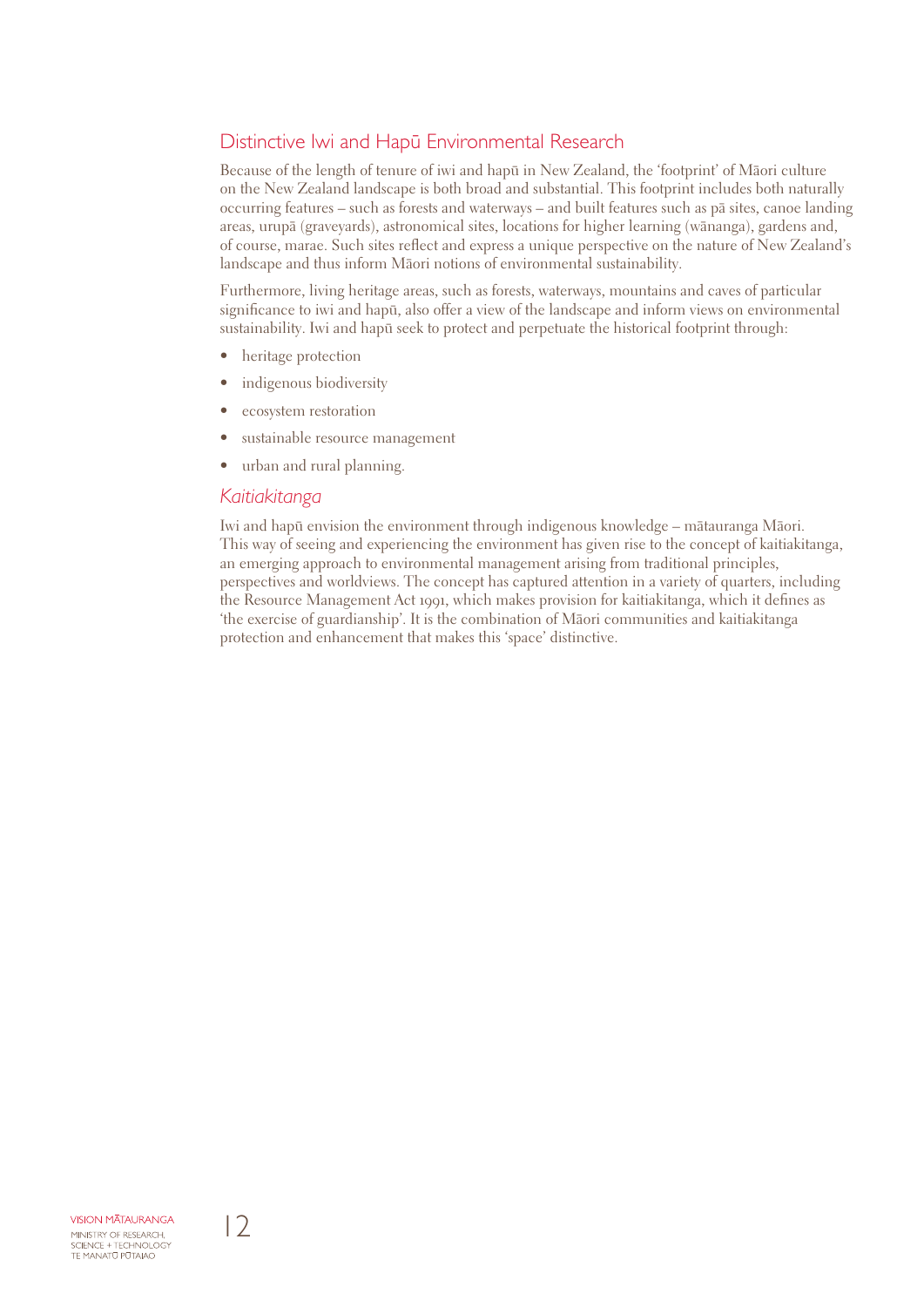## Distinctive Iwi and Hapū Environmental Research

Because of the length of tenure of iwi and hapū in New Zealand, the 'footprint' of Māori culture on the New Zealand landscape is both broad and substantial. This footprint includes both naturally occurring features – such as forests and waterways – and built features such as pā sites, canoe landing areas, urupā (graveyards), astronomical sites, locations for higher learning (wānanga), gardens and, of course, marae. Such sites reflect and express a unique perspective on the nature of New Zealand's landscape and thus inform Māori notions of environmental sustainability.

Furthermore, living heritage areas, such as forests, waterways, mountains and caves of particular significance to iwi and hapū, also offer a view of the landscape and inform views on environmental sustainability. Iwi and hapū seek to protect and perpetuate the historical footprint through:

- heritage protection
- indigenous biodiversity
- ecosystem restoration
- sustainable resource management
- urban and rural planning.

### *Kaitiakitanga*

Iwi and hapū envision the environment through indigenous knowledge – mātauranga Māori. This way of seeing and experiencing the environment has given rise to the concept of kaitiakitanga, an emerging approach to environmental management arising from traditional principles, perspectives and worldviews. The concept has captured attention in a variety of quarters, including the Resource Management Act 1991, which makes provision for kaitiakitanga, which it defines as 'the exercise of guardianship'. It is the combination of Māori communities and kaitiakitanga protection and enhancement that makes this 'space' distinctive.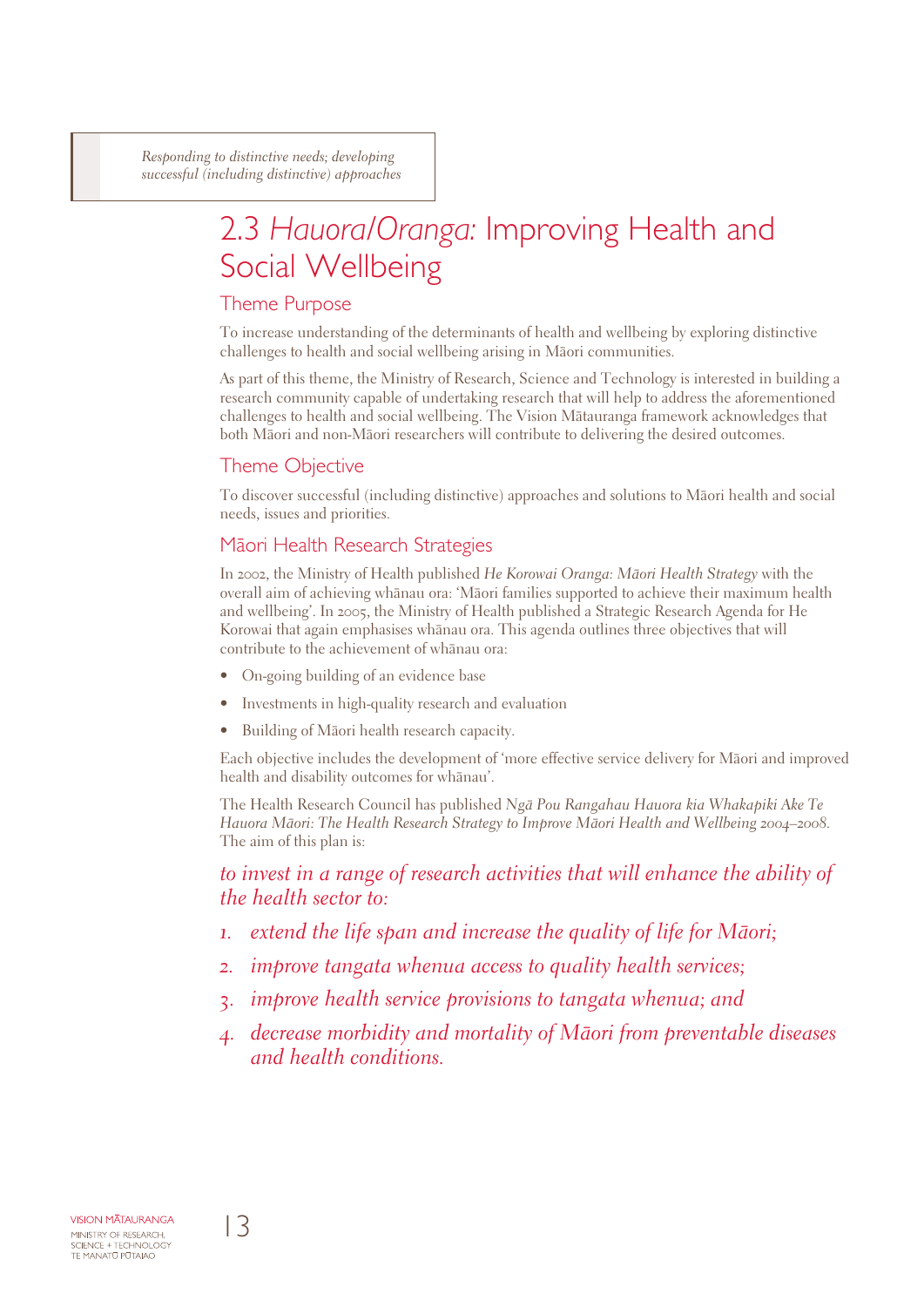*Responding to distinctive needs; developing successful (including distinctive) approaches*

## 2.3 *Hauora/Oranga:* Improving Health and Social Wellbeing

### Theme Purpose

To increase understanding of the determinants of health and wellbeing by exploring distinctive challenges to health and social wellbeing arising in Māori communities.

As part of this theme, the Ministry of Research, Science and Technology is interested in building a research community capable of undertaking research that will help to address the aforementioned challenges to health and social wellbeing. The Vision Mātauranga framework acknowledges that both Māori and non-Māori researchers will contribute to delivering the desired outcomes.

### Theme Objective

To discover successful (including distinctive) approaches and solutions to Māori health and social needs, issues and priorities.

### Māori Health Research Strategies

In 2002, the Ministry of Health published *He Korowai Oranga: Māori Health Strategy* with the overall aim of achieving whānau ora: 'Māori families supported to achieve their maximum health and wellbeing'. In 2005, the Ministry of Health published a Strategic Research Agenda for He Korowai that again emphasises whānau ora. This agenda outlines three objectives that will contribute to the achievement of whānau ora:

- On-going building of an evidence base
- Investments in high-quality research and evaluation
- Building of Māori health research capacity.

Each objective includes the development of 'more effective service delivery for Māori and improved health and disability outcomes for whānau'.

The Health Research Council has published *Ngā Pou Rangahau Hauora kia Whakapiki Ake Te Hauora Māori: The Health Research Strategy to Improve Māori Health and Wellbeing 2004–2008*. The aim of this plan is:

*to invest in a range of research activities that will enhance the ability of the health sector to:*

1. *extend the life span and increase the quality of life for Māori;*
2. *improve tangata whenua access to quality health services;*
3. *improve health service provisions to tangata whenua; and*
4. *decrease morbidity and mortality of Māori from preventable diseases and health conditions.*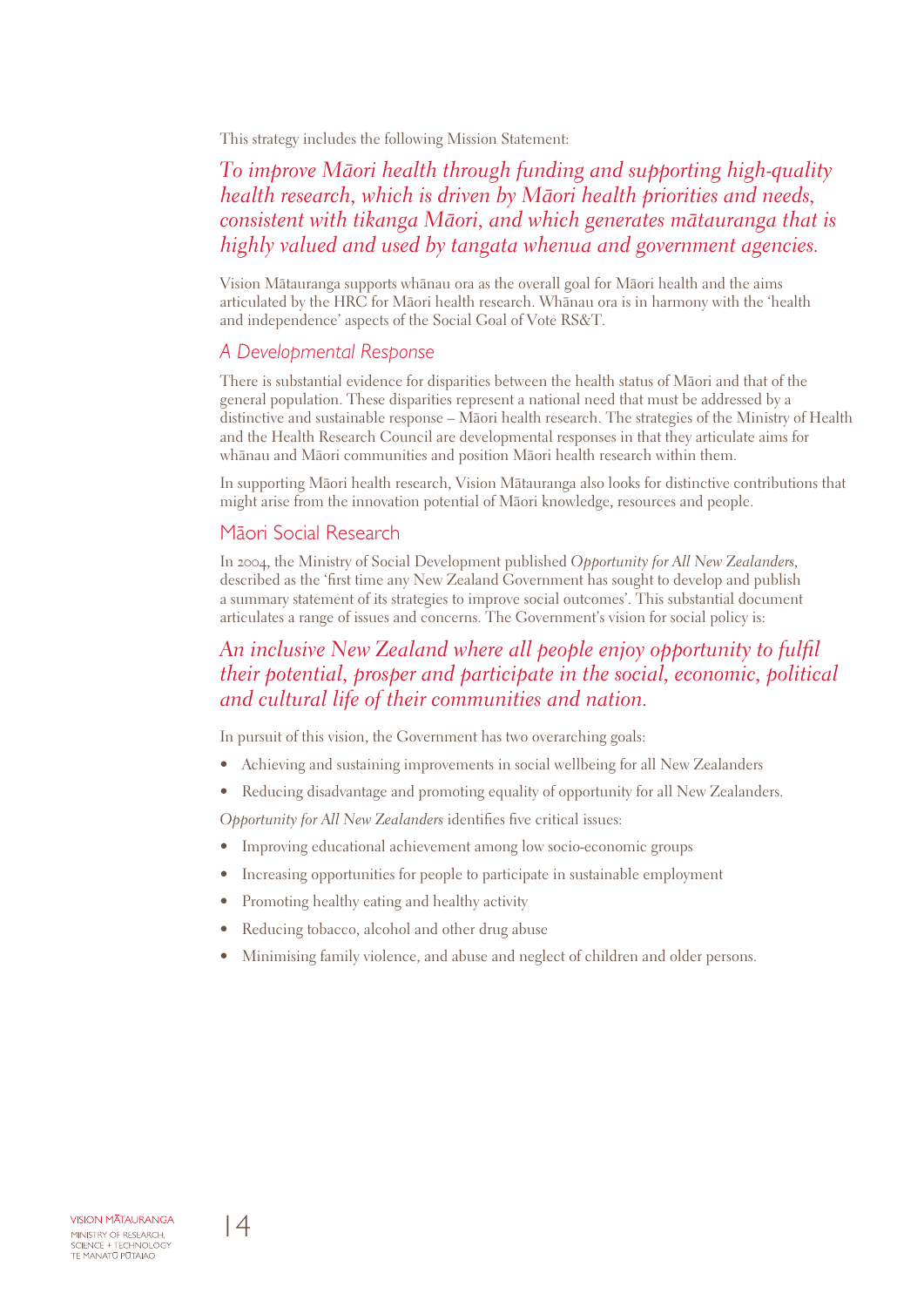This strategy includes the following Mission Statement:

*To improve Māori health through funding and supporting high-quality health research, which is driven by Māori health priorities and needs, consistent with tikanga Māori, and which generates mātauranga that is highly valued and used by tangata whenua and government agencies.*

Vision Mātauranga supports whānau ora as the overall goal for Māori health and the aims articulated by the HRC for Māori health research. Whānau ora is in harmony with the 'health and independence' aspects of the Social Goal of Vote RS&T.

## *A Developmental Response*

There is substantial evidence for disparities between the health status of Māori and that of the general population. These disparities represent a national need that must be addressed by a distinctive and sustainable response – Māori health research. The strategies of the Ministry of Health and the Health Research Council are developmental responses in that they articulate aims for whānau and Māori communities and position Māori health research within them.

In supporting Māori health research, Vision Mātauranga also looks for distinctive contributions that might arise from the innovation potential of Māori knowledge, resources and people.

## Māori Social Research

In 2004, the Ministry of Social Development published *Opportunity for All New Zealanders*, described as the 'first time any New Zealand Government has sought to develop and publish a summary statement of its strategies to improve social outcomes'. This substantial document articulates a range of issues and concerns. The Government's vision for social policy is:

*An inclusive New Zealand where all people enjoy opportunity to fulfil their potential, prosper and participate in the social, economic, political and cultural life of their communities and nation.*

In pursuit of this vision, the Government has two overarching goals:

- Achieving and sustaining improvements in social wellbeing for all New Zealanders
- Reducing disadvantage and promoting equality of opportunity for all New Zealanders.

*Opportunity for All New Zealanders* identifies five critical issues:

- Improving educational achievement among low socio-economic groups
- Increasing opportunities for people to participate in sustainable employment
- Promoting healthy eating and healthy activity
- Reducing tobacco, alcohol and other drug abuse
- Minimising family violence, and abuse and neglect of children and older persons.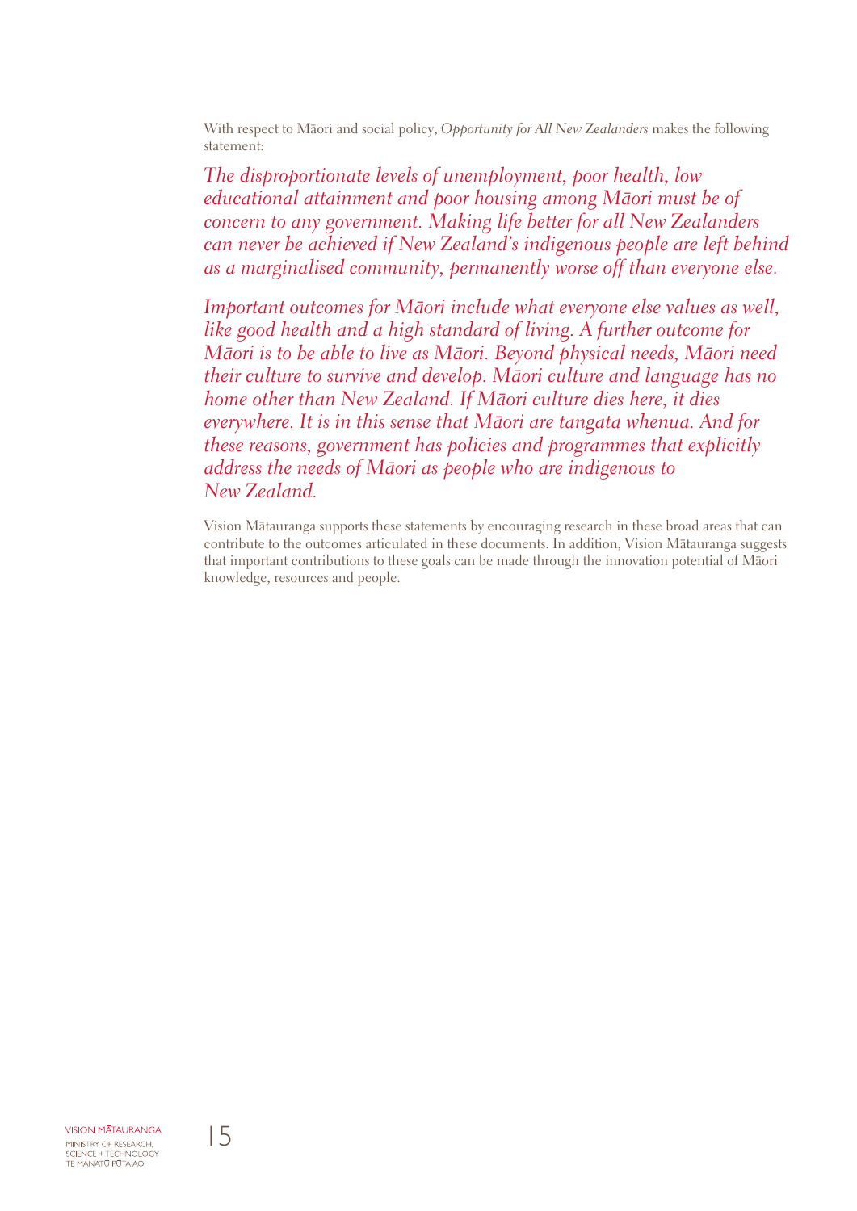With respect to Māori and social policy, *Opportunity for All New Zealanders* makes the following statement:

*The disproportionate levels of unemployment, poor health, low educational attainment and poor housing among Māori must be of concern to any government. Making life better for all New Zealanders can never be achieved if New Zealand's indigenous people are left behind as a marginalised community, permanently worse off than everyone else.*

*Important outcomes for Māori include what everyone else values as well, like good health and a high standard of living. A further outcome for Māori is to be able to live as Māori. Beyond physical needs, Māori need their culture to survive and develop. Māori culture and language has no home other than New Zealand. If Māori culture dies here, it dies everywhere. It is in this sense that Māori are tangata whenua. And for these reasons, government has policies and programmes that explicitly address the needs of Māori as people who are indigenous to New Zealand.*

Vision Mātauranga supports these statements by encouraging research in these broad areas that can contribute to the outcomes articulated in these documents. In addition, Vision Mātauranga suggests that important contributions to these goals can be made through the innovation potential of Māori knowledge, resources and people.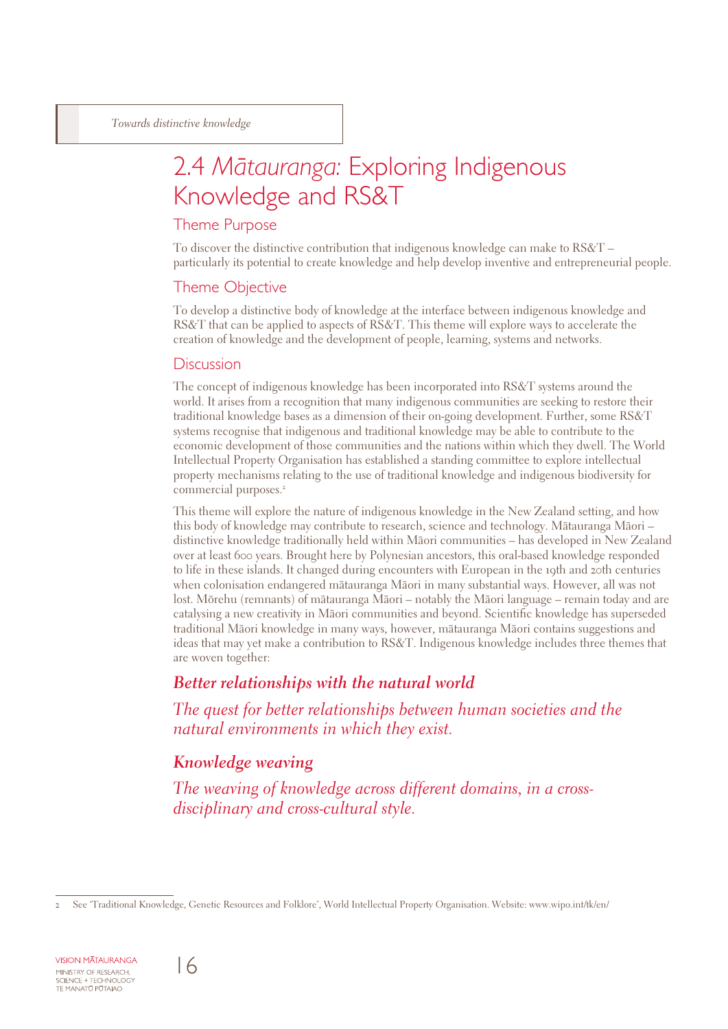## 2.4 *Mātauranga:* Exploring Indigenous Knowledge and RS&T

### Theme Purpose

To discover the distinctive contribution that indigenous knowledge can make to RS&T – particularly its potential to create knowledge and help develop inventive and entrepreneurial people.

### Theme Objective

To develop a distinctive body of knowledge at the interface between indigenous knowledge and RS&T that can be applied to aspects of RS&T. This theme will explore ways to accelerate the creation of knowledge and the development of people, learning, systems and networks.

### Discussion

The concept of indigenous knowledge has been incorporated into RS&T systems around the world. It arises from a recognition that many indigenous communities are seeking to restore their traditional knowledge bases as a dimension of their on-going development. Further, some RS&T systems recognise that indigenous and traditional knowledge may be able to contribute to the economic development of those communities and the nations within which they dwell. The World Intellectual Property Organisation has established a standing committee to explore intellectual property mechanisms relating to the use of traditional knowledge and indigenous biodiversity for commercial purposes.[2]

This theme will explore the nature of indigenous knowledge in the New Zealand setting, and how this body of knowledge may contribute to research, science and technology. Mātauranga Māori – distinctive knowledge traditionally held within Māori communities – has developed in New Zealand over at least 600 years. Brought here by Polynesian ancestors, this oral-based knowledge responded to life in these islands. It changed during encounters with European in the 19th and 20th centuries when colonisation endangered mātauranga Māori in many substantial ways. However, all was not lost. Mōrehu (remnants) of mātauranga Māori – notably the Māori language – remain today and are catalysing a new creativity in Māori communities and beyond. Scientific knowledge has superseded traditional Māori knowledge in many ways, however, mātauranga Māori contains suggestions and ideas that may yet make a contribution to RS&T. Indigenous knowledge includes three themes that are woven together:

***Better relationships with the natural world***

*The quest for better relationships between human societies and the natural environments in which they exist.*

***Knowledge weaving***

*The weaving of knowledge across different domains, in a cross-disciplinary and cross-cultural style.*

---

2 See 'Traditional Knowledge, Genetic Resources and Folklore', World Intellectual Property Organisation. Website: www.wipo.int/tk/en/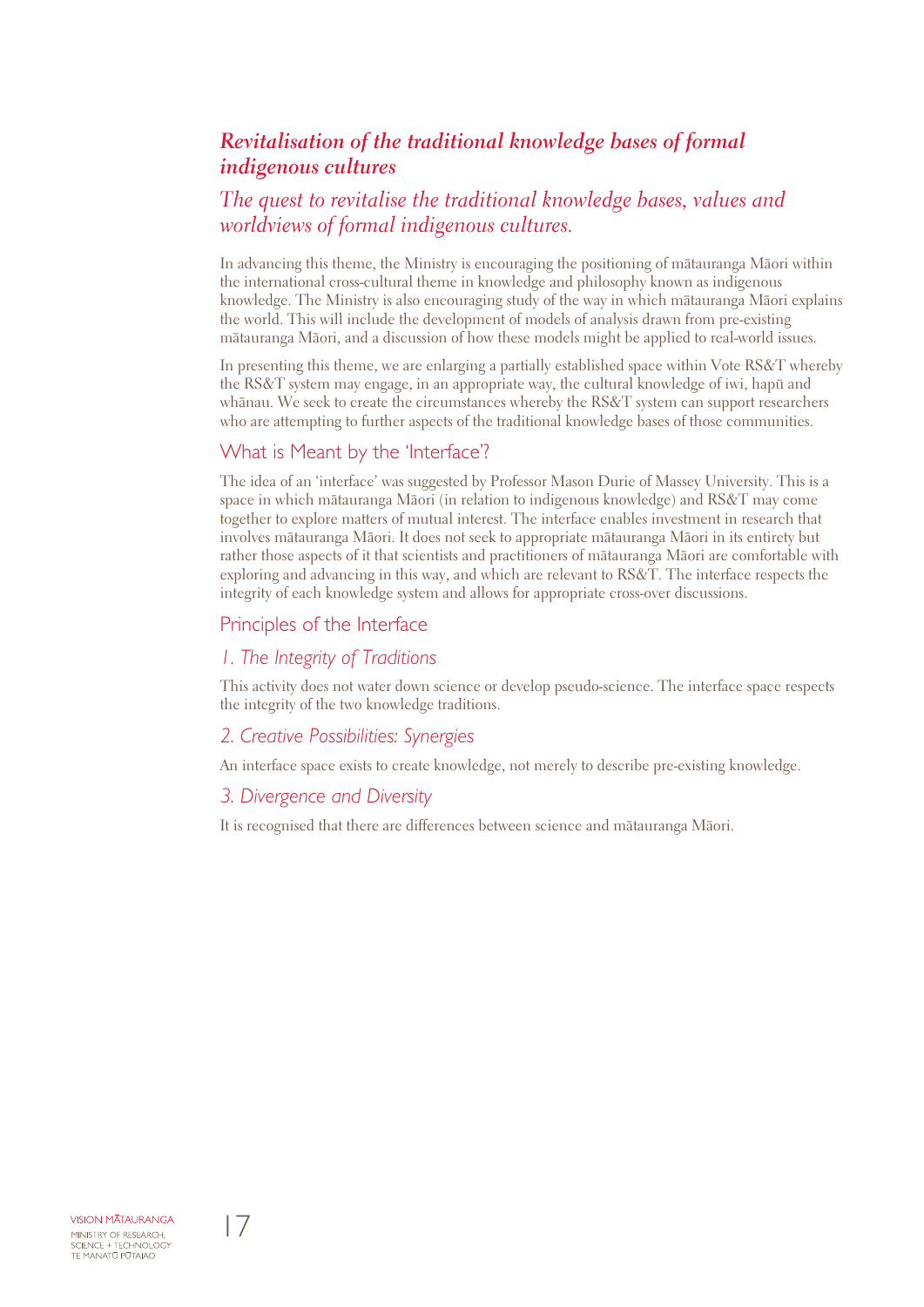## *Revitalisation of the traditional knowledge bases of formal indigenous cultures*

### *The quest to revitalise the traditional knowledge bases, values and worldviews of formal indigenous cultures.*

In advancing this theme, the Ministry is encouraging the positioning of mātauranga Māori within the international cross-cultural theme in knowledge and philosophy known as indigenous knowledge. The Ministry is also encouraging study of the way in which mātauranga Māori explains the world. This will include the development of models of analysis drawn from pre-existing mātauranga Māori, and a discussion of how these models might be applied to real-world issues.

In presenting this theme, we are enlarging a partially established space within Vote RS&T whereby the RS&T system may engage, in an appropriate way, the cultural knowledge of iwi, hapū and whānau. We seek to create the circumstances whereby the RS&T system can support researchers who are attempting to further aspects of the traditional knowledge bases of those communities.

### What is Meant by the 'Interface'?

The idea of an 'interface' was suggested by Professor Mason Durie of Massey University. This is a space in which mātauranga Māori (in relation to indigenous knowledge) and RS&T may come together to explore matters of mutual interest. The interface enables investment in research that involves mātauranga Māori. It does not seek to appropriate mātauranga Māori in its entirety but rather those aspects of it that scientists and practitioners of mātauranga Māori are comfortable with exploring and advancing in this way, and which are relevant to RS&T. The interface respects the integrity of each knowledge system and allows for appropriate cross-over discussions.

### Principles of the Interface

#### *1. The Integrity of Traditions*

This activity does not water down science or develop pseudo-science. The interface space respects the integrity of the two knowledge traditions.

#### *2. Creative Possibilities: Synergies*

An interface space exists to create knowledge, not merely to describe pre-existing knowledge.

#### *3. Divergence and Diversity*

It is recognised that there are differences between science and mātauranga Māori.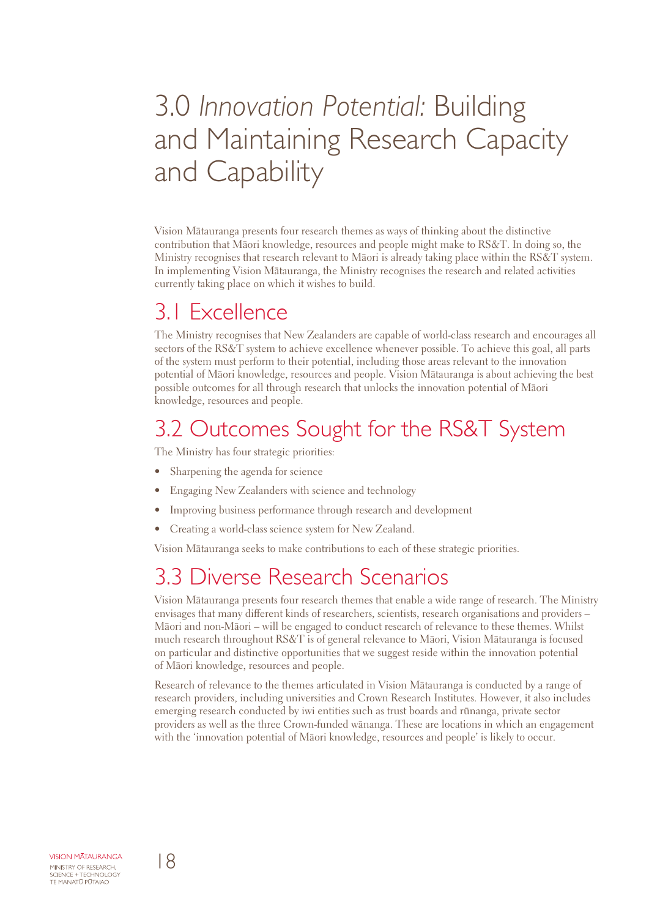# 3.0 *Innovation Potential:* Building and Maintaining Research Capacity and Capability

Vision Mātauranga presents four research themes as ways of thinking about the distinctive contribution that Māori knowledge, resources and people might make to RS&T. In doing so, the Ministry recognises that research relevant to Māori is already taking place within the RS&T system. In implementing Vision Mātauranga, the Ministry recognises the research and related activities currently taking place on which it wishes to build.

## 3.1 Excellence

The Ministry recognises that New Zealanders are capable of world-class research and encourages all sectors of the RS&T system to achieve excellence whenever possible. To achieve this goal, all parts of the system must perform to their potential, including those areas relevant to the innovation potential of Māori knowledge, resources and people. Vision Mātauranga is about achieving the best possible outcomes for all through research that unlocks the innovation potential of Māori knowledge, resources and people.

## 3.2 Outcomes Sought for the RS&T System

The Ministry has four strategic priorities:

- Sharpening the agenda for science
- Engaging New Zealanders with science and technology
- Improving business performance through research and development
- Creating a world-class science system for New Zealand.

Vision Mātauranga seeks to make contributions to each of these strategic priorities.

## 3.3 Diverse Research Scenarios

Vision Mātauranga presents four research themes that enable a wide range of research. The Ministry envisages that many different kinds of researchers, scientists, research organisations and providers – Māori and non-Māori – will be engaged to conduct research of relevance to these themes. Whilst much research throughout RS&T is of general relevance to Māori, Vision Mātauranga is focused on particular and distinctive opportunities that we suggest reside within the innovation potential of Māori knowledge, resources and people.

Research of relevance to the themes articulated in Vision Mātauranga is conducted by a range of research providers, including universities and Crown Research Institutes. However, it also includes emerging research conducted by iwi entities such as trust boards and rūnanga, private sector providers as well as the three Crown-funded wānanga. These are locations in which an engagement with the 'innovation potential of Māori knowledge, resources and people' is likely to occur.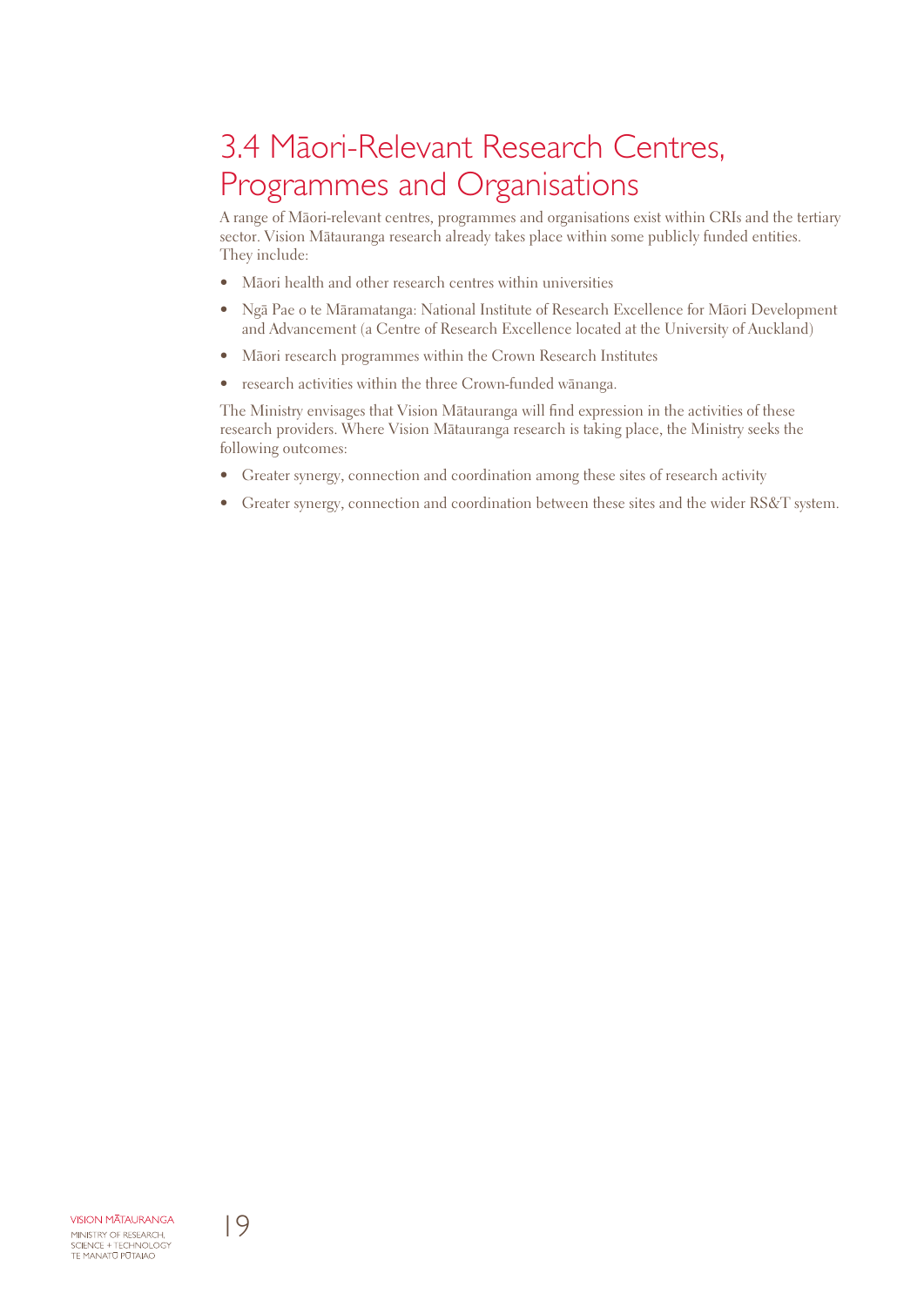## 3.4 Māori-Relevant Research Centres, Programmes and Organisations

A range of Māori-relevant centres, programmes and organisations exist within CRIs and the tertiary sector. Vision Mātauranga research already takes place within some publicly funded entities. They include:

- Māori health and other research centres within universities
- Ngā Pae o te Māramatanga: National Institute of Research Excellence for Māori Development and Advancement (a Centre of Research Excellence located at the University of Auckland)
- Māori research programmes within the Crown Research Institutes
- research activities within the three Crown-funded wānanga.

The Ministry envisages that Vision Mātauranga will find expression in the activities of these research providers. Where Vision Mātauranga research is taking place, the Ministry seeks the following outcomes:

- Greater synergy, connection and coordination among these sites of research activity
- Greater synergy, connection and coordination between these sites and the wider RS&T system.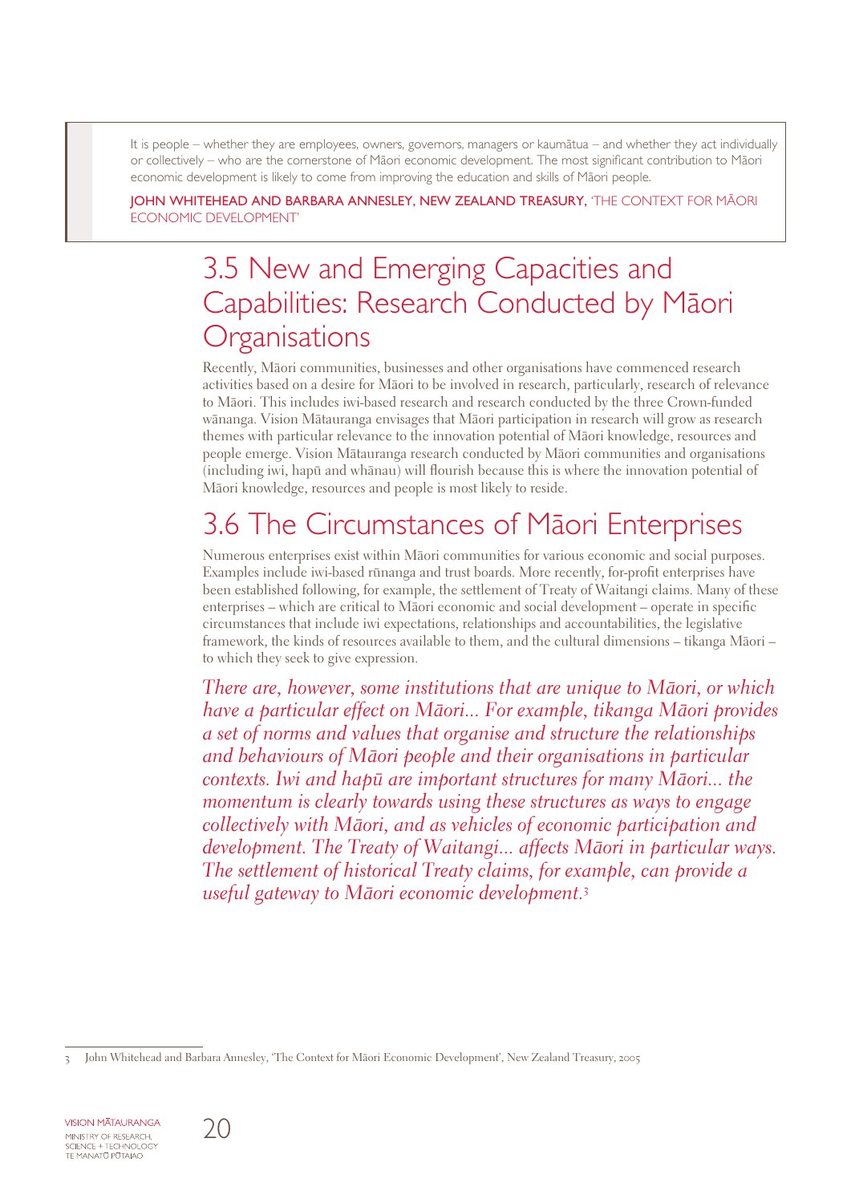> It is people – whether they are employees, owners, governors, managers or kaumātua – and whether they act individually or collectively – who are the cornerstone of Māori economic development. The most significant contribution to Māori economic development is likely to come from improving the education and skills of Māori people.
>
> JOHN WHITEHEAD AND BARBARA ANNESLEY, NEW ZEALAND TREASURY, 'THE CONTEXT FOR MĀORI ECONOMIC DEVELOPMENT'

## 3.5 New and Emerging Capacities and Capabilities: Research Conducted by Māori Organisations

Recently, Māori communities, businesses and other organisations have commenced research activities based on a desire for Māori to be involved in research, particularly, research of relevance to Māori. This includes iwi-based research and research conducted by the three Crown-funded wānanga. Vision Mātauranga envisages that Māori participation in research will grow as research themes with particular relevance to the innovation potential of Māori knowledge, resources and people emerge. Vision Mātauranga research conducted by Māori communities and organisations (including iwi, hapū and whānau) will flourish because this is where the innovation potential of Māori knowledge, resources and people is most likely to reside.

## 3.6 The Circumstances of Māori Enterprises

Numerous enterprises exist within Māori communities for various economic and social purposes. Examples include iwi-based rūnanga and trust boards. More recently, for-profit enterprises have been established following, for example, the settlement of Treaty of Waitangi claims. Many of these enterprises – which are critical to Māori economic and social development – operate in specific circumstances that include iwi expectations, relationships and accountabilities, the legislative framework, the kinds of resources available to them, and the cultural dimensions – tikanga Māori – to which they seek to give expression.

*There are, however, some institutions that are unique to Māori, or which have a particular effect on Māori... For example, tikanga Māori provides a set of norms and values that organise and structure the relationships and behaviours of Māori people and their organisations in particular contexts. Iwi and hapū are important structures for many Māori... the momentum is clearly towards using these structures as ways to engage collectively with Māori, and as vehicles of economic participation and development. The Treaty of Waitangi... affects Māori in particular ways. The settlement of historical Treaty claims, for example, can provide a useful gateway to Māori economic development.*[3]

---

3 John Whitehead and Barbara Annesley, 'The Context for Māori Economic Development', New Zealand Treasury, 2005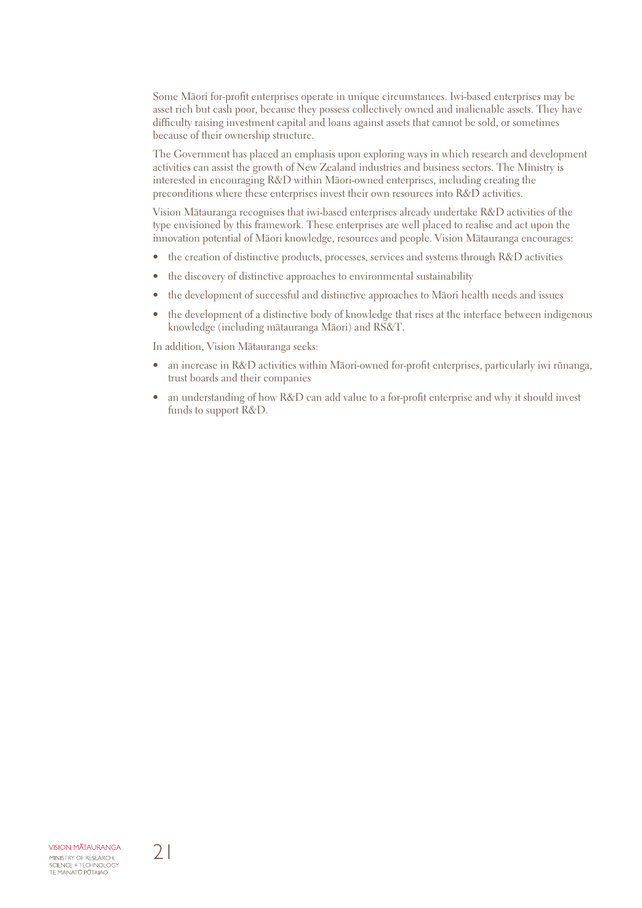Some Māori for-profit enterprises operate in unique circumstances. Iwi-based enterprises may be asset rich but cash poor, because they possess collectively owned and inalienable assets. They have difficulty raising investment capital and loans against assets that cannot be sold, or sometimes because of their ownership structure.

The Government has placed an emphasis upon exploring ways in which research and development activities can assist the growth of New Zealand industries and business sectors. The Ministry is interested in encouraging R&D within Māori-owned enterprises, including creating the preconditions where these enterprises invest their own resources into R&D activities.

Vision Mātauranga recognises that iwi-based enterprises already undertake R&D activities of the type envisioned by this framework. These enterprises are well placed to realise and act upon the innovation potential of Māori knowledge, resources and people. Vision Mātauranga encourages:

- the creation of distinctive products, processes, services and systems through R&D activities
- the discovery of distinctive approaches to environmental sustainability
- the development of successful and distinctive approaches to Māori health needs and issues
- the development of a distinctive body of knowledge that rises at the interface between indigenous knowledge (including mātauranga Māori) and RS&T.

In addition, Vision Mātauranga seeks:

- an increase in R&D activities within Māori-owned for-profit enterprises, particularly iwi rūnanga, trust boards and their companies
- an understanding of how R&D can add value to a for-profit enterprise and why it should invest funds to support R&D.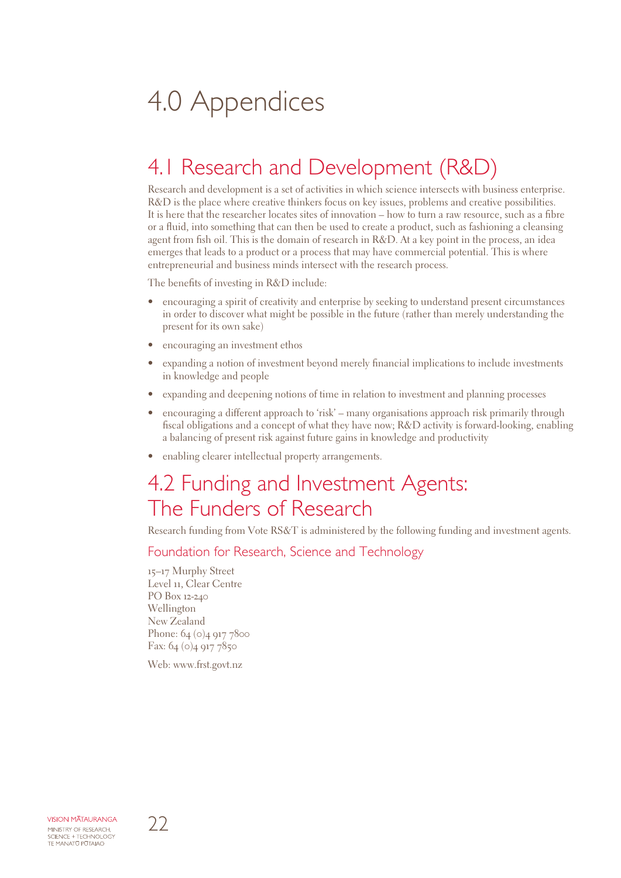# 4.0 Appendices

## 4.1 Research and Development (R&D)

Research and development is a set of activities in which science intersects with business enterprise. R&D is the place where creative thinkers focus on key issues, problems and creative possibilities. It is here that the researcher locates sites of innovation – how to turn a raw resource, such as a fibre or a fluid, into something that can then be used to create a product, such as fashioning a cleansing agent from fish oil. This is the domain of research in R&D. At a key point in the process, an idea emerges that leads to a product or a process that may have commercial potential. This is where entrepreneurial and business minds intersect with the research process.

The benefits of investing in R&D include:

- encouraging a spirit of creativity and enterprise by seeking to understand present circumstances in order to discover what might be possible in the future (rather than merely understanding the present for its own sake)
- encouraging an investment ethos
- expanding a notion of investment beyond merely financial implications to include investments in knowledge and people
- expanding and deepening notions of time in relation to investment and planning processes
- encouraging a different approach to 'risk' – many organisations approach risk primarily through fiscal obligations and a concept of what they have now; R&D activity is forward-looking, enabling a balancing of present risk against future gains in knowledge and productivity
- enabling clearer intellectual property arrangements.

## 4.2 Funding and Investment Agents: The Funders of Research

Research funding from Vote RS&T is administered by the following funding and investment agents.

### Foundation for Research, Science and Technology

15–17 Murphy Street
Level 11, Clear Centre
PO Box 12-240
Wellington
New Zealand
Phone: 64 (0)4 917 7800
Fax: 64 (0)4 917 7850

Web: www.frst.govt.nz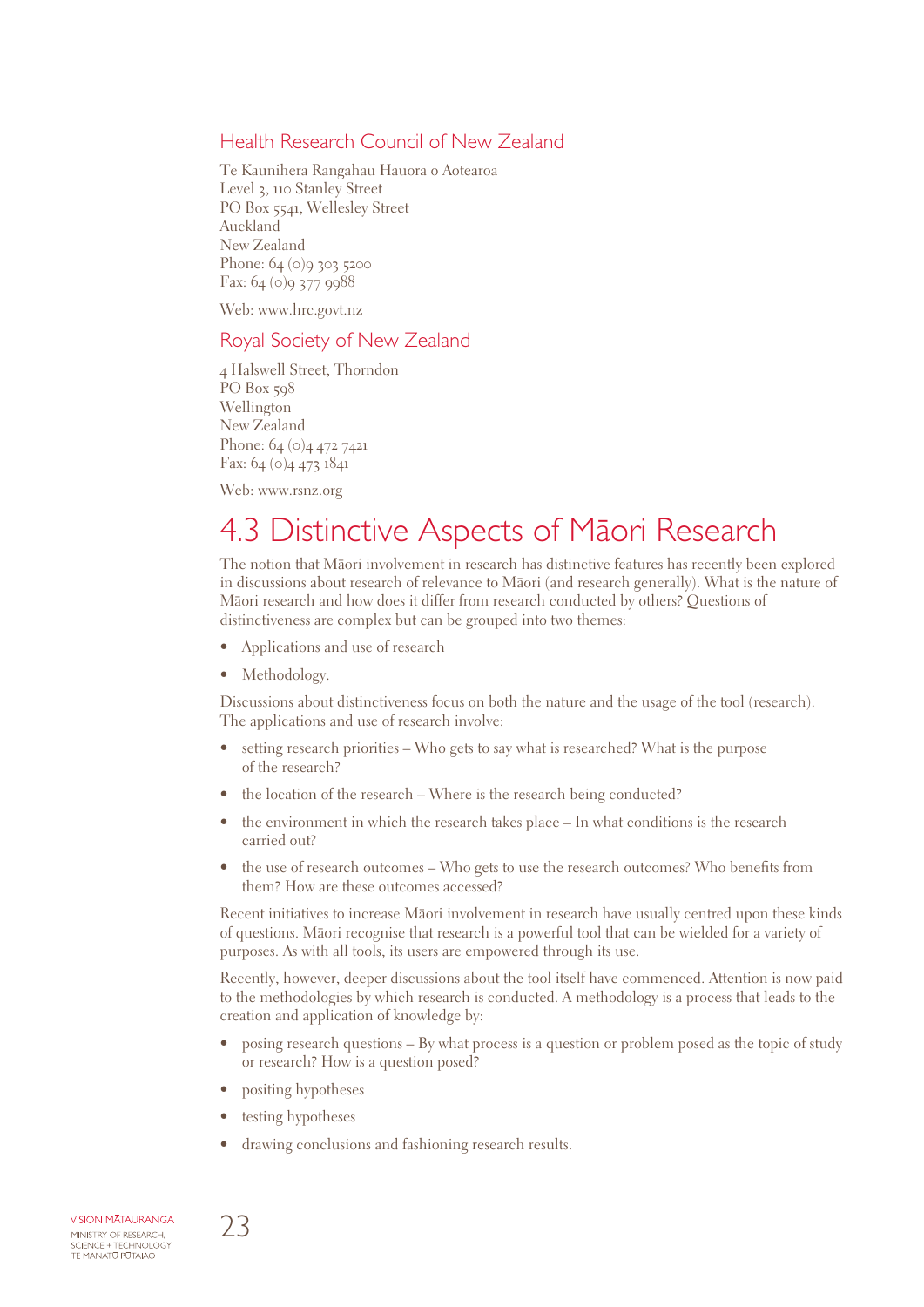### Health Research Council of New Zealand

Te Kaunihera Rangahau Hauora o Aotearoa
Level 3, 110 Stanley Street
PO Box 5541, Wellesley Street
Auckland
New Zealand
Phone: 64 (0)9 303 5200
Fax: 64 (0)9 377 9988

Web: www.hrc.govt.nz

### Royal Society of New Zealand

4 Halswell Street, Thorndon
PO Box 598
Wellington
New Zealand
Phone: 64 (0)4 472 7421
Fax: 64 (0)4 473 1841

Web: www.rsnz.org

# 4.3 Distinctive Aspects of Māori Research

The notion that Māori involvement in research has distinctive features has recently been explored in discussions about research of relevance to Māori (and research generally). What is the nature of Māori research and how does it differ from research conducted by others? Questions of distinctiveness are complex but can be grouped into two themes:

- Applications and use of research
- Methodology.

Discussions about distinctiveness focus on both the nature and the usage of the tool (research). The applications and use of research involve:

- setting research priorities – Who gets to say what is researched? What is the purpose of the research?
- the location of the research – Where is the research being conducted?
- the environment in which the research takes place – In what conditions is the research carried out?
- the use of research outcomes – Who gets to use the research outcomes? Who benefits from them? How are these outcomes accessed?

Recent initiatives to increase Māori involvement in research have usually centred upon these kinds of questions. Māori recognise that research is a powerful tool that can be wielded for a variety of purposes. As with all tools, its users are empowered through its use.

Recently, however, deeper discussions about the tool itself have commenced. Attention is now paid to the methodologies by which research is conducted. A methodology is a process that leads to the creation and application of knowledge by:

- posing research questions – By what process is a question or problem posed as the topic of study or research? How is a question posed?
- positing hypotheses
- testing hypotheses
- drawing conclusions and fashioning research results.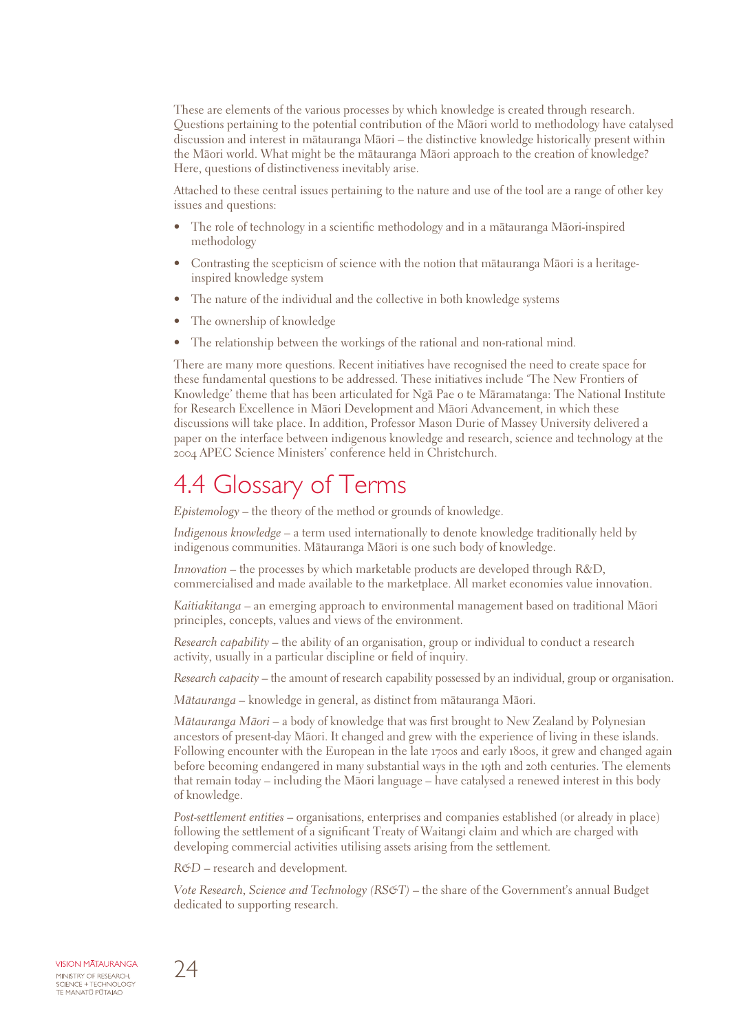These are elements of the various processes by which knowledge is created through research. Questions pertaining to the potential contribution of the Māori world to methodology have catalysed discussion and interest in mātauranga Māori – the distinctive knowledge historically present within the Māori world. What might be the mātauranga Māori approach to the creation of knowledge? Here, questions of distinctiveness inevitably arise.

Attached to these central issues pertaining to the nature and use of the tool are a range of other key issues and questions:

- The role of technology in a scientific methodology and in a mātauranga Māori-inspired methodology
- Contrasting the scepticism of science with the notion that mātauranga Māori is a heritage-inspired knowledge system
- The nature of the individual and the collective in both knowledge systems
- The ownership of knowledge
- The relationship between the workings of the rational and non-rational mind.

There are many more questions. Recent initiatives have recognised the need to create space for these fundamental questions to be addressed. These initiatives include 'The New Frontiers of Knowledge' theme that has been articulated for Ngā Pae o te Māramatanga: The National Institute for Research Excellence in Māori Development and Māori Advancement, in which these discussions will take place. In addition, Professor Mason Durie of Massey University delivered a paper on the interface between indigenous knowledge and research, science and technology at the 2004 APEC Science Ministers' conference held in Christchurch.

## 4.4 Glossary of Terms

*Epistemology* – the theory of the method or grounds of knowledge.

*Indigenous knowledge* – a term used internationally to denote knowledge traditionally held by indigenous communities. Mātauranga Māori is one such body of knowledge.

*Innovation* – the processes by which marketable products are developed through R&D, commercialised and made available to the marketplace. All market economies value innovation.

*Kaitiakitanga* – an emerging approach to environmental management based on traditional Māori principles, concepts, values and views of the environment.

*Research capability* – the ability of an organisation, group or individual to conduct a research activity, usually in a particular discipline or field of inquiry.

*Research capacity* – the amount of research capability possessed by an individual, group or organisation.

*Mātauranga* – knowledge in general, as distinct from mātauranga Māori.

*Mātauranga Māori* – a body of knowledge that was first brought to New Zealand by Polynesian ancestors of present-day Māori. It changed and grew with the experience of living in these islands. Following encounter with the European in the late 1700s and early 1800s, it grew and changed again before becoming endangered in many substantial ways in the 19th and 20th centuries. The elements that remain today – including the Māori language – have catalysed a renewed interest in this body of knowledge.

*Post-settlement entities* – organisations, enterprises and companies established (or already in place) following the settlement of a significant Treaty of Waitangi claim and which are charged with developing commercial activities utilising assets arising from the settlement.

*R&D* – research and development.

*Vote Research, Science and Technology (RS&T)* – the share of the Government's annual Budget dedicated to supporting research.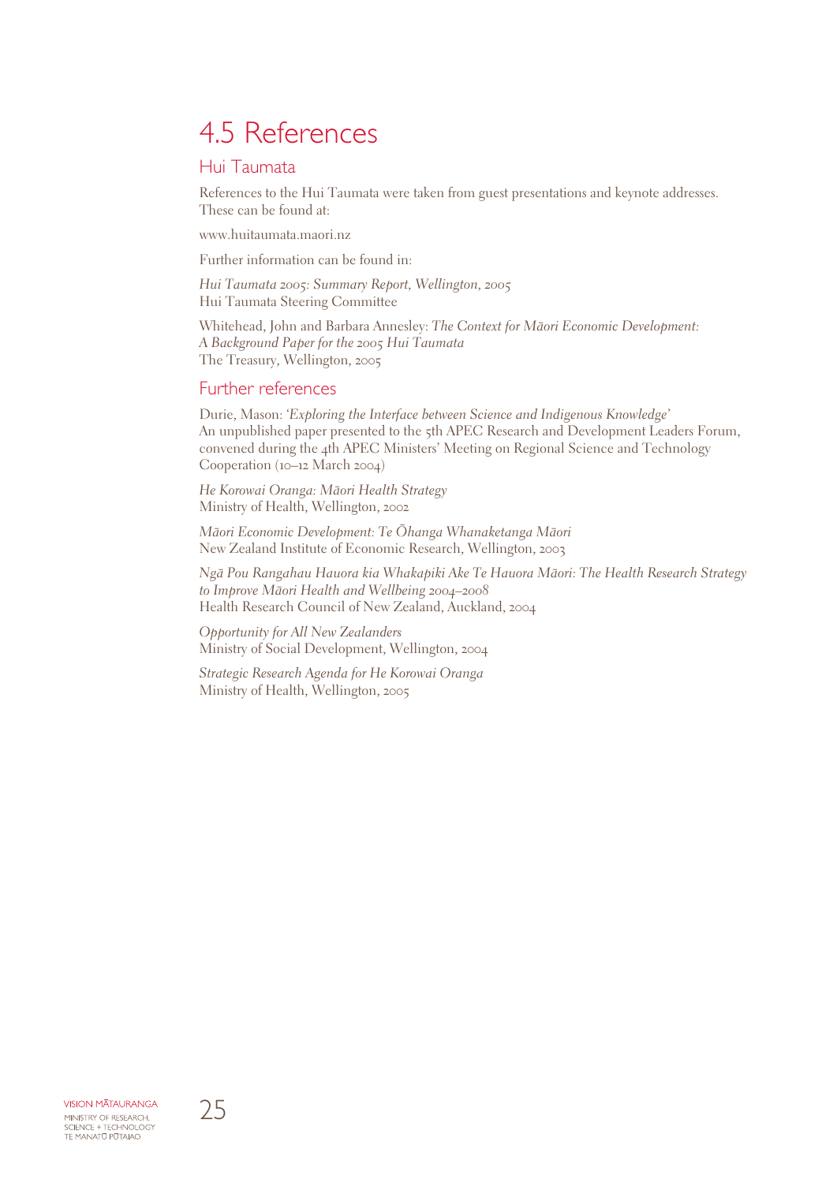## 4.5 References

### Hui Taumata

References to the Hui Taumata were taken from guest presentations and keynote addresses. These can be found at:

www.huitaumata.maori.nz

Further information can be found in:

*Hui Taumata 2005: Summary Report, Wellington, 2005*
Hui Taumata Steering Committee

Whitehead, John and Barbara Annesley: *The Context for Māori Economic Development: A Background Paper for the 2005 Hui Taumata*
The Treasury, Wellington, 2005

### Further references

Durie, Mason: '*Exploring the Interface between Science and Indigenous Knowledge*'
An unpublished paper presented to the 5th APEC Research and Development Leaders Forum, convened during the 4th APEC Ministers' Meeting on Regional Science and Technology Cooperation (10–12 March 2004)

*He Korowai Oranga: Māori Health Strategy*
Ministry of Health, Wellington, 2002

*Māori Economic Development: Te Ōhanga Whanaketanga Māori*
New Zealand Institute of Economic Research, Wellington, 2003

*Ngā Pou Rangahau Hauora kia Whakapiki Ake Te Hauora Māori: The Health Research Strategy to Improve Māori Health and Wellbeing 2004–2008*
Health Research Council of New Zealand, Auckland, 2004

*Opportunity for All New Zealanders*
Ministry of Social Development, Wellington, 2004

*Strategic Research Agenda for He Korowai Oranga*
Ministry of Health, Wellington, 2005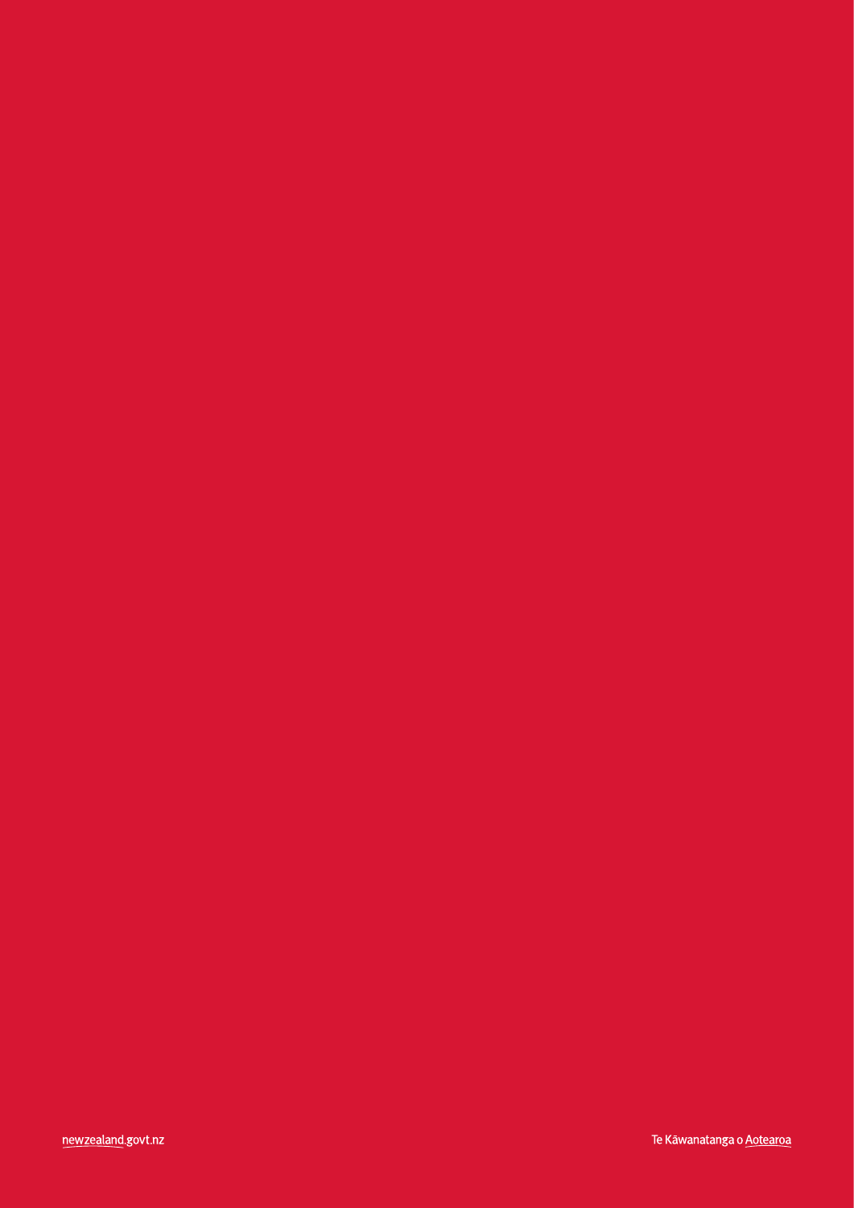newzealand.govt.nz

Te Kāwanatanga o Aotearoa